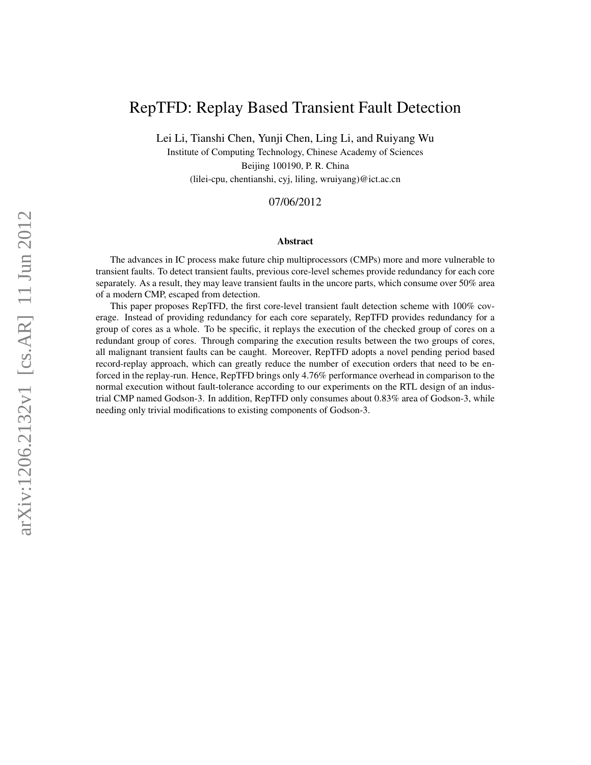# RepTFD: Replay Based Transient Fault Detection

Lei Li, Tianshi Chen, Yunji Chen, Ling Li, and Ruiyang Wu

Institute of Computing Technology, Chinese Academy of Sciences

Beijing 100190, P. R. China

(lilei-cpu, chentianshi, cyj, liling, wruiyang)@ict.ac.cn

07/06/2012

### Abstract

The advances in IC process make future chip multiprocessors (CMPs) more and more vulnerable to transient faults. To detect transient faults, previous core-level schemes provide redundancy for each core separately. As a result, they may leave transient faults in the uncore parts, which consume over 50% area of a modern CMP, escaped from detection.

This paper proposes RepTFD, the first core-level transient fault detection scheme with 100% coverage. Instead of providing redundancy for each core separately, RepTFD provides redundancy for a group of cores as a whole. To be specific, it replays the execution of the checked group of cores on a redundant group of cores. Through comparing the execution results between the two groups of cores, all malignant transient faults can be caught. Moreover, RepTFD adopts a novel pending period based record-replay approach, which can greatly reduce the number of execution orders that need to be enforced in the replay-run. Hence, RepTFD brings only 4.76% performance overhead in comparison to the normal execution without fault-tolerance according to our experiments on the RTL design of an industrial CMP named Godson-3. In addition, RepTFD only consumes about 0.83% area of Godson-3, while needing only trivial modifications to existing components of Godson-3.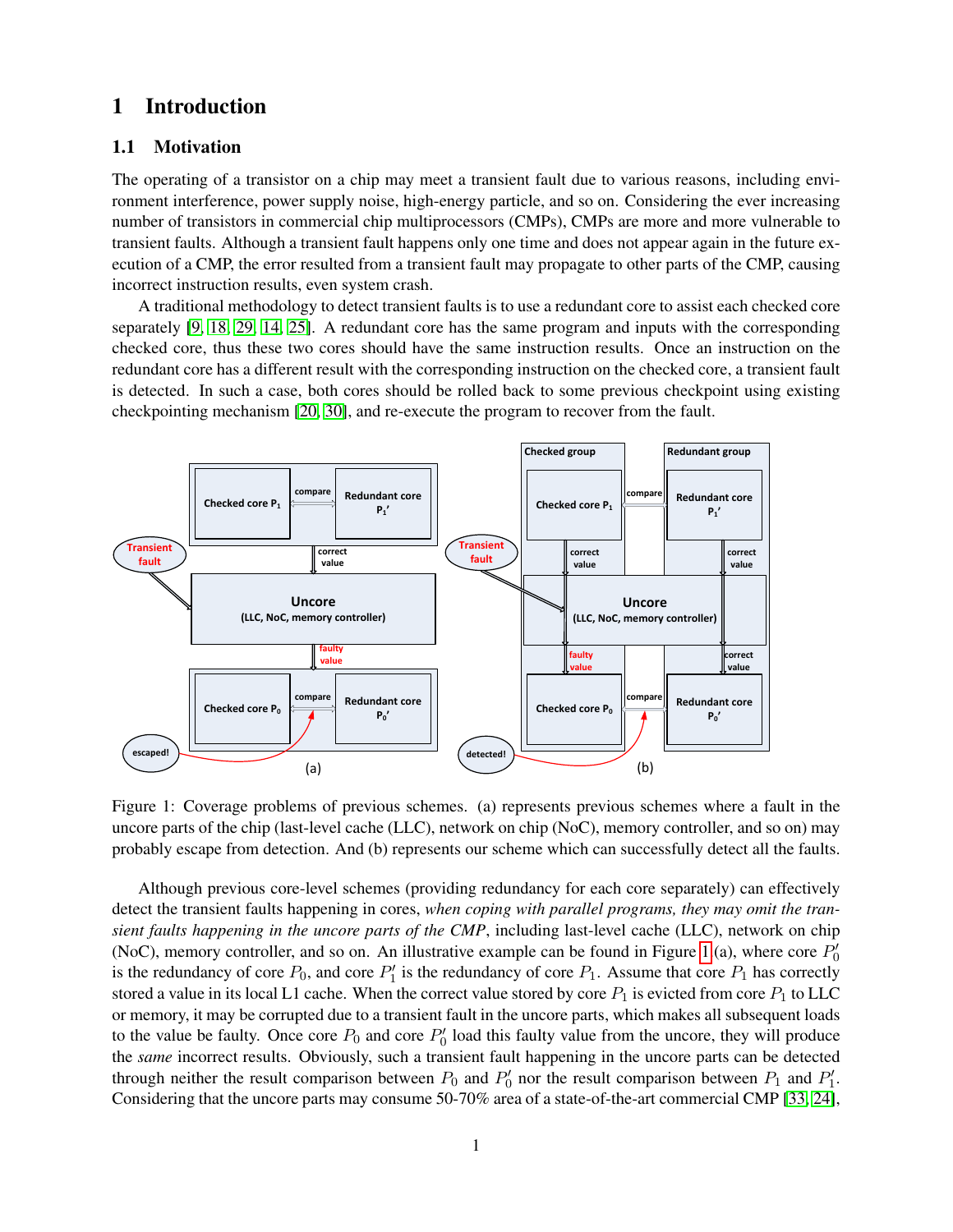# 1 Introduction

## 1.1 Motivation

The operating of a transistor on a chip may meet a transient fault due to various reasons, including environment interference, power supply noise, high-energy particle, and so on. Considering the ever increasing number of transistors in commercial chip multiprocessors (CMPs), CMPs are more and more vulnerable to transient faults. Although a transient fault happens only one time and does not appear again in the future execution of a CMP, the error resulted from a transient fault may propagate to other parts of the CMP, causing incorrect instruction results, even system crash.

A traditional methodology to detect transient faults is to use a redundant core to assist each checked core separately [9, 18, 29, 14, 25]. A redundant core has the same program and inputs with the corresponding checked core, thus these two cores should have the same instruction results. Once an instruction on the redundant core has a different result with the corresponding instruction on the checked core, a transient fault is detected. In such a case, both cores should be rolled back to some previous checkpoint using existing checkpointing mechanism [20, 30], and re-execute the program to recover from the fault.

Figure 1: Coverage problems of previous schemes. (a) represents previous schemes where a fault in the uncore parts of the chip (last-level cache (LLC), network on chip (NoC), memory controller, and so on) may probably escape from detection. And (b) represents our scheme which can successfully detect all the faults.

Although previous core-level schemes (providing redundancy for each core separately) can effectively detect the transient faults happening in cores, *when coping with parallel programs, they may omit the transient faults happening in the uncore parts of the CMP*, including last-level cache (LLC), network on chip (NoC), memory controller, and so on. An illustrative example can be found in Figure 1(a), where core $P_0'$ is the redundancy of core $P_0$, and core $P_1'$ is the redundancy of core $P_1$. Assume that core $P_1$ has correctly stored a value in its local L1 cache. When the correct value stored by core $P_1$ is evicted from core $P_1$ to LLC or memory, it may be corrupted due to a transient fault in the uncore parts, which makes all subsequent loads to the value be faulty. Once core $P_0$ and core $P_0'$ load this faulty value from the uncore, they will produce the *same* incorrect results. Obviously, such a transient fault happening in the uncore parts can be detected through neither the result comparison between $P_0$ and $P_0'$ nor the result comparison between $P_1$ and $P_1'$. Considering that the uncore parts may consume 50-70% area of a state-of-the-art commercial CMP [33, 24],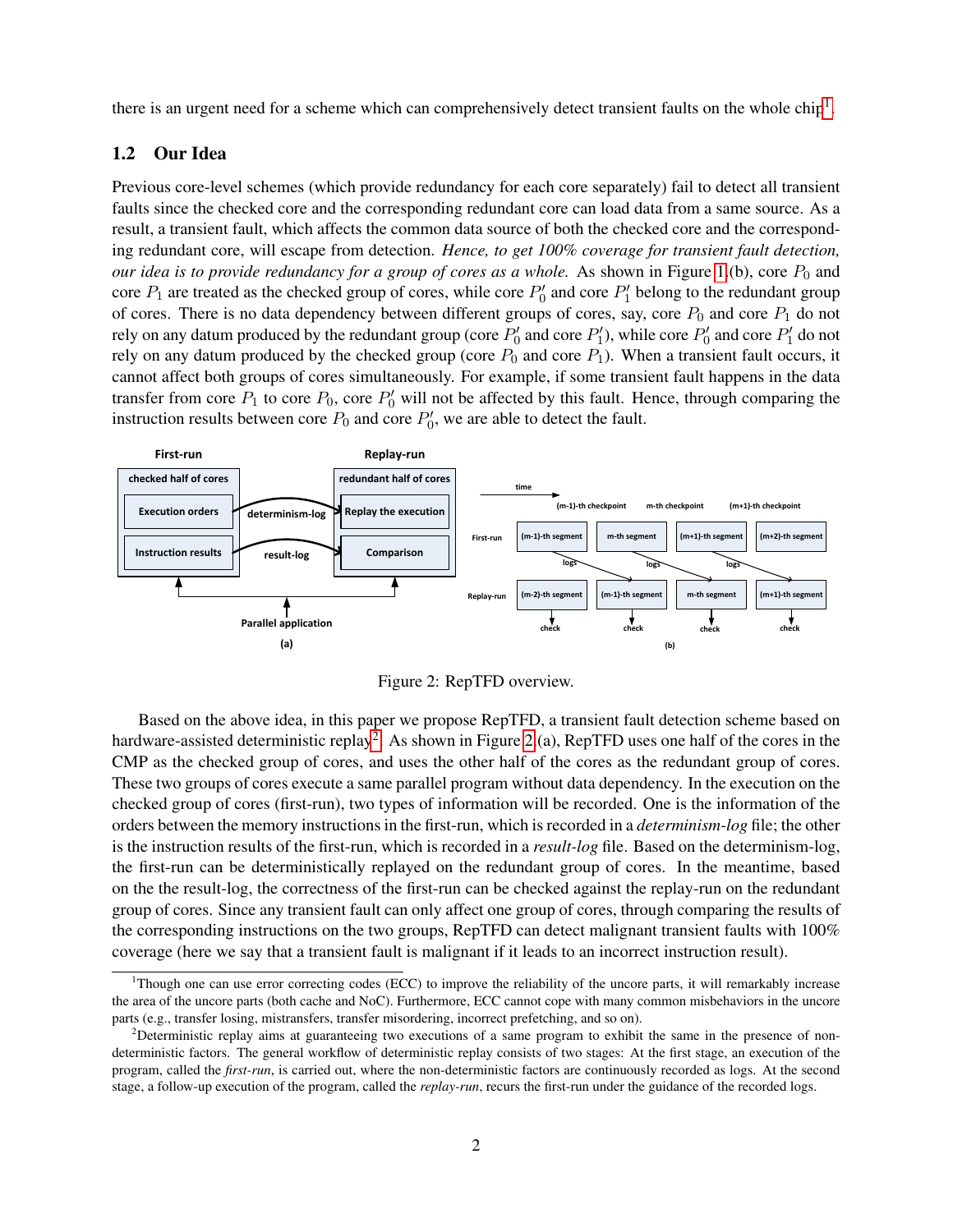there is an urgent need for a scheme which can comprehensively detect transient faults on the whole chip[1].

### 1.2 Our Idea

Previous core-level schemes (which provide redundancy for each core separately) fail to detect all transient faults since the checked core and the corresponding redundant core can load data from a same source. As a result, a transient fault, which affects the common data source of both the checked core and the corresponding redundant core, will escape from detection. *Hence, to get 100% coverage for transient fault detection, our idea is to provide redundancy for a group of cores as a whole.* As shown in Figure 1(b), core $P_0$ and core $P_1$ are treated as the checked group of cores, while core $P'_0$ and core $P'_1$ belong to the redundant group of cores. There is no data dependency between different groups of cores, say, core $P_0$ and core $P_1$ do not rely on any datum produced by the redundant group (core $P'_0$ and core $P'_1$), while core $P'_0$ and core $P'_1$ do not rely on any datum produced by the checked group (core $P_0$ and core $P_1$). When a transient fault occurs, it cannot affect both groups of cores simultaneously. For example, if some transient fault happens in the data transfer from core $P_1$ to core $P_0$, core $P'_0$ will not be affected by this fault. Hence, through comparing the instruction results between core $P_0$ and core $P'_0$, we are able to detect the fault.

Figure 2: RepTFD overview.

Based on the above idea, in this paper we propose RepTFD, a transient fault detection scheme based on hardware-assisted deterministic replay[2]. As shown in Figure 2(a), RepTFD uses one half of the cores in the CMP as the checked group of cores, and uses the other half of the cores as the redundant group of cores. These two groups of cores execute a same parallel program without data dependency. In the execution on the checked group of cores (first-run), two types of information will be recorded. One is the information of the orders between the memory instructions in the first-run, which is recorded in a *determinism-log* file; the other is the instruction results of the first-run, which is recorded in a *result-log* file. Based on the determinism-log, the first-run can be deterministically replayed on the redundant group of cores. In the meantime, based on the the result-log, the correctness of the first-run can be checked against the replay-run on the redundant group of cores. Since any transient fault can only affect one group of cores, through comparing the results of the corresponding instructions on the two groups, RepTFD can detect malignant transient faults with 100% coverage (here we say that a transient fault is malignant if it leads to an incorrect instruction result).

---

[1] Though one can use error correcting codes (ECC) to improve the reliability of the uncore parts, it will remarkably increase the area of the uncore parts (both cache and NoC). Furthermore, ECC cannot cope with many common misbehaviors in the uncore parts (e.g., transfer losing, mistransfers, transfer misordering, incorrect prefetching, and so on).

[2] Deterministic replay aims at guaranteeing two executions of a same program to exhibit the same in the presence of non-deterministic factors. The general workflow of deterministic replay consists of two stages: At the first stage, an execution of the program, called the *first-run*, is carried out, where the non-deterministic factors are continuously recorded as logs. At the second stage, a follow-up execution of the program, called the *replay-run*, recurs the first-run under the guidance of the recorded logs.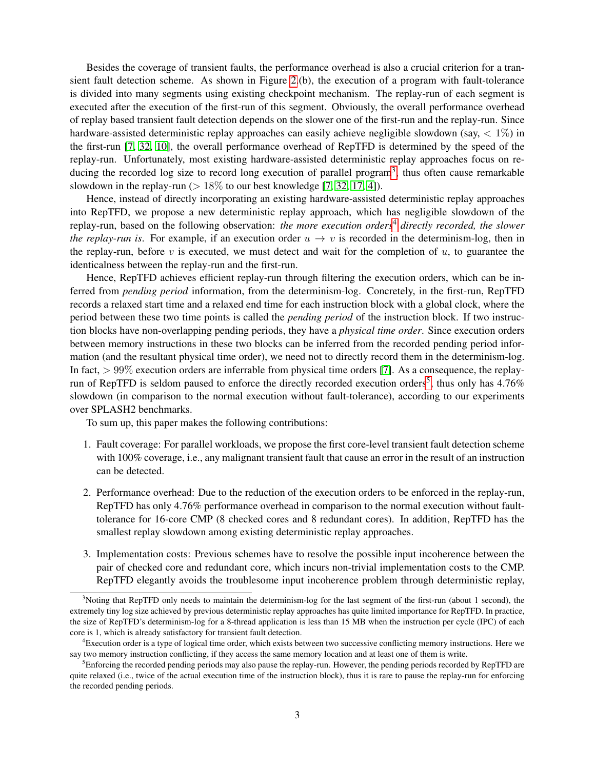Besides the coverage of transient faults, the performance overhead is also a crucial criterion for a transient fault detection scheme. As shown in Figure 2.(b), the execution of a program with fault-tolerance is divided into many segments using existing checkpoint mechanism. The replay-run of each segment is executed after the execution of the first-run of this segment. Obviously, the overall performance overhead of replay based transient fault detection depends on the slower one of the first-run and the replay-run. Since hardware-assisted deterministic replay approaches can easily achieve negligible slowdown (say, $< 1\%$) in the first-run [7, 32, 10], the overall performance overhead of RepTFD is determined by the speed of the replay-run. Unfortunately, most existing hardware-assisted deterministic replay approaches focus on reducing the recorded log size to record long execution of parallel program[3], thus often cause remarkable slowdown in the replay-run ($> 18\%$ to our best knowledge [7, 32, 17, 4]).

Hence, instead of directly incorporating an existing hardware-assisted deterministic replay approaches into RepTFD, we propose a new deterministic replay approach, which has negligible slowdown of the replay-run, based on the following observation: *the more execution orders*[4] *directly recorded, the slower the replay-run is*. For example, if an execution order $u \rightarrow v$ is recorded in the determinism-log, then in the replay-run, before $v$ is executed, we must detect and wait for the completion of $u$, to guarantee the identicalness between the replay-run and the first-run.

Hence, RepTFD achieves efficient replay-run through filtering the execution orders, which can be inferred from *pending period* information, from the determinism-log. Concretely, in the first-run, RepTFD records a relaxed start time and a relaxed end time for each instruction block with a global clock, where the period between these two time points is called the *pending period* of the instruction block. If two instruction blocks have non-overlapping pending periods, they have a *physical time order*. Since execution orders between memory instructions in these two blocks can be inferred from the recorded pending period information (and the resultant physical time order), we need not to directly record them in the determinism-log. In fact, $> 99\%$ execution orders are inferrable from physical time orders [7]. As a consequence, the replay-run of RepTFD is seldom paused to enforce the directly recorded execution orders[5], thus only has $4.76\%$ slowdown (in comparison to the normal execution without fault-tolerance), according to our experiments over SPLASH2 benchmarks.

To sum up, this paper makes the following contributions:

1. Fault coverage: For parallel workloads, we propose the first core-level transient fault detection scheme with 100% coverage, i.e., any malignant transient fault that cause an error in the result of an instruction can be detected.
2. Performance overhead: Due to the reduction of the execution orders to be enforced in the replay-run, RepTFD has only 4.76% performance overhead in comparison to the normal execution without fault-tolerance for 16-core CMP (8 checked cores and 8 redundant cores). In addition, RepTFD has the smallest replay slowdown among existing deterministic replay approaches.
3. Implementation costs: Previous schemes have to resolve the possible input incoherence between the pair of checked core and redundant core, which incurs non-trivial implementation costs to the CMP. RepTFD elegantly avoids the troublesome input incoherence problem through deterministic replay,

[3]Noting that RepTFD only needs to maintain the determinism-log for the last segment of the first-run (about 1 second), the extremely tiny log size achieved by previous deterministic replay approaches has quite limited importance for RepTFD. In practice, the size of RepTFD's determinism-log for a 8-thread application is less than 15 MB when the instruction per cycle (IPC) of each core is 1, which is already satisfactory for transient fault detection.

[4]Execution order is a type of logical time order, which exists between two successive conflicting memory instructions. Here we say two memory instruction conflicting, if they access the same memory location and at least one of them is write.

[5]Enforcing the recorded pending periods may also pause the replay-run. However, the pending periods recorded by RepTFD are quite relaxed (i.e., twice of the actual execution time of the instruction block), thus it is rare to pause the replay-run for enforcing the recorded pending periods.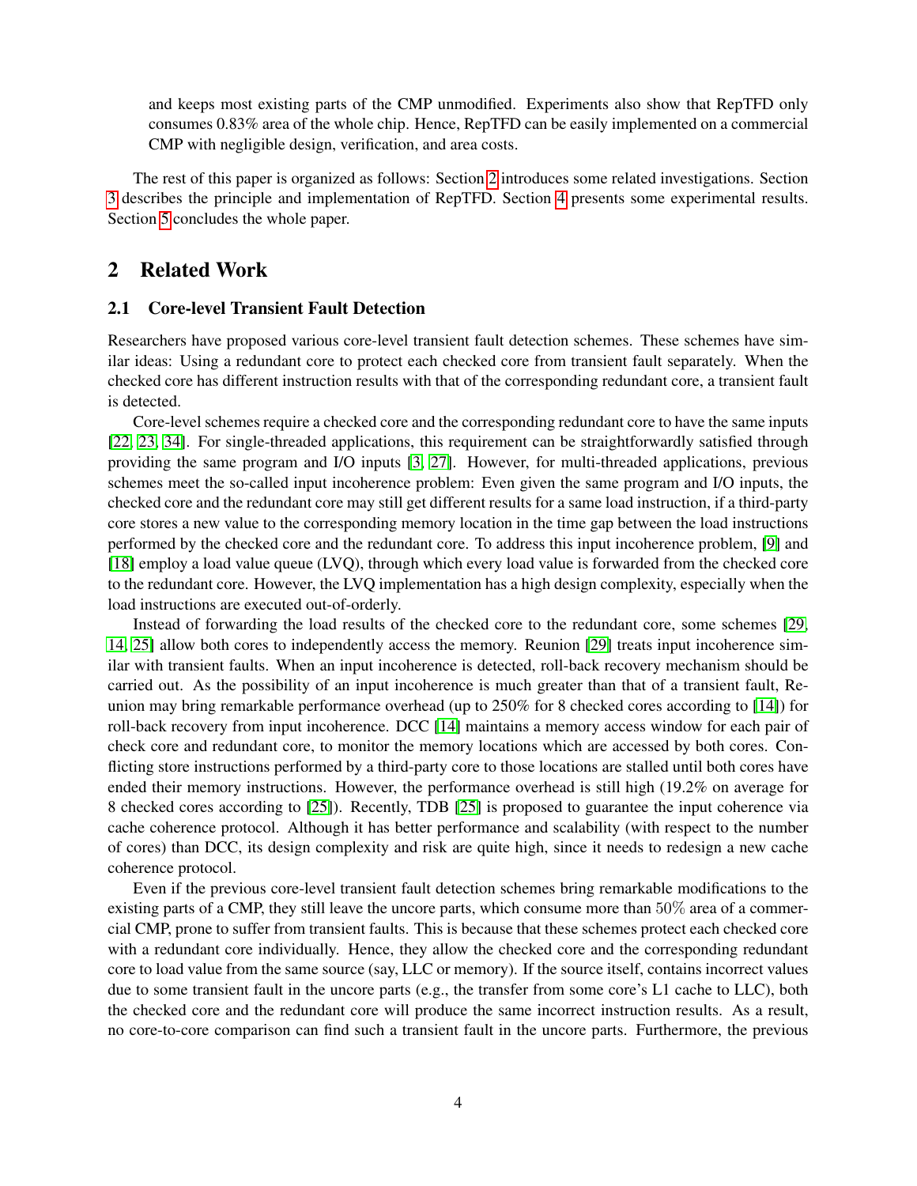and keeps most existing parts of the CMP unmodified. Experiments also show that RepTFD only consumes 0.83% area of the whole chip. Hence, RepTFD can be easily implemented on a commercial CMP with negligible design, verification, and area costs.

The rest of this paper is organized as follows: Section 2 introduces some related investigations. Section 3 describes the principle and implementation of RepTFD. Section 4 presents some experimental results. Section 5 concludes the whole paper.

## 2 Related Work

### 2.1 Core-level Transient Fault Detection

Researchers have proposed various core-level transient fault detection schemes. These schemes have similar ideas: Using a redundant core to protect each checked core from transient fault separately. When the checked core has different instruction results with that of the corresponding redundant core, a transient fault is detected.

Core-level schemes require a checked core and the corresponding redundant core to have the same inputs [22, 23, 34]. For single-threaded applications, this requirement can be straightforwardly satisfied through providing the same program and I/O inputs [3, 27]. However, for multi-threaded applications, previous schemes meet the so-called input incoherence problem: Even given the same program and I/O inputs, the checked core and the redundant core may still get different results for a same load instruction, if a third-party core stores a new value to the corresponding memory location in the time gap between the load instructions performed by the checked core and the redundant core. To address this input incoherence problem, [9] and [18] employ a load value queue (LVQ), through which every load value is forwarded from the checked core to the redundant core. However, the LVQ implementation has a high design complexity, especially when the load instructions are executed out-of-orderly.

Instead of forwarding the load results of the checked core to the redundant core, some schemes [29, 14, 25] allow both cores to independently access the memory. Reunion [29] treats input incoherence similar with transient faults. When an input incoherence is detected, roll-back recovery mechanism should be carried out. As the possibility of an input incoherence is much greater than that of a transient fault, Reunion may bring remarkable performance overhead (up to 250% for 8 checked cores according to [14]) for roll-back recovery from input incoherence. DCC [14] maintains a memory access window for each pair of check core and redundant core, to monitor the memory locations which are accessed by both cores. Conflicting store instructions performed by a third-party core to those locations are stalled until both cores have ended their memory instructions. However, the performance overhead is still high (19.2% on average for 8 checked cores according to [25]). Recently, TDB [25] is proposed to guarantee the input coherence via cache coherence protocol. Although it has better performance and scalability (with respect to the number of cores) than DCC, its design complexity and risk are quite high, since it needs to redesign a new cache coherence protocol.

Even if the previous core-level transient fault detection schemes bring remarkable modifications to the existing parts of a CMP, they still leave the uncore parts, which consume more than 50% area of a commercial CMP, prone to suffer from transient faults. This is because that these schemes protect each checked core with a redundant core individually. Hence, they allow the checked core and the corresponding redundant core to load value from the same source (say, LLC or memory). If the source itself, contains incorrect values due to some transient fault in the uncore parts (e.g., the transfer from some core's L1 cache to LLC), both the checked core and the redundant core will produce the same incorrect instruction results. As a result, no core-to-core comparison can find such a transient fault in the uncore parts. Furthermore, the previous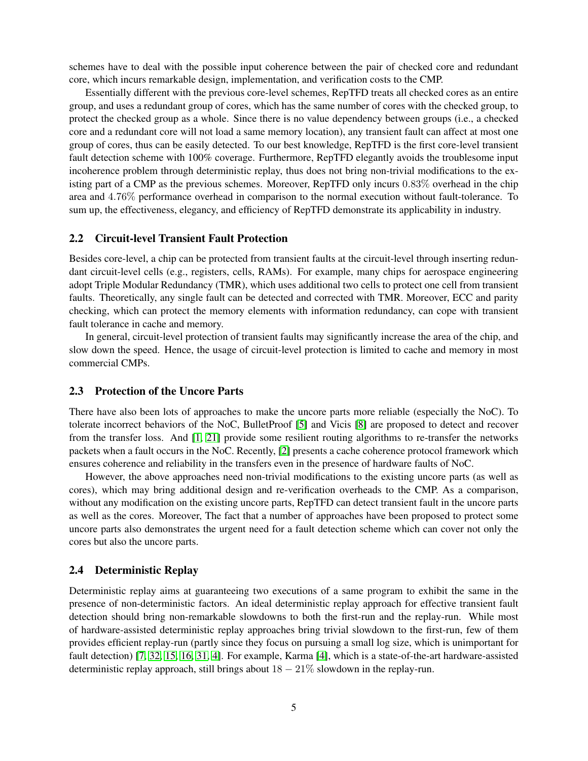schemes have to deal with the possible input coherence between the pair of checked core and redundant core, which incurs remarkable design, implementation, and verification costs to the CMP.

Essentially different with the previous core-level schemes, RepTFD treats all checked cores as an entire group, and uses a redundant group of cores, which has the same number of cores with the checked group, to protect the checked group as a whole. Since there is no value dependency between groups (i.e., a checked core and a redundant core will not load a same memory location), any transient fault can affect at most one group of cores, thus can be easily detected. To our best knowledge, RepTFD is the first core-level transient fault detection scheme with 100% coverage. Furthermore, RepTFD elegantly avoids the troublesome input incoherence problem through deterministic replay, thus does not bring non-trivial modifications to the existing part of a CMP as the previous schemes. Moreover, RepTFD only incurs $0.83\%$ overhead in the chip area and $4.76\%$ performance overhead in comparison to the normal execution without fault-tolerance. To sum up, the effectiveness, elegancy, and efficiency of RepTFD demonstrate its applicability in industry.

## 2.2 Circuit-level Transient Fault Protection

Besides core-level, a chip can be protected from transient faults at the circuit-level through inserting redundant circuit-level cells (e.g., registers, cells, RAMs). For example, many chips for aerospace engineering adopt Triple Modular Redundancy (TMR), which uses additional two cells to protect one cell from transient faults. Theoretically, any single fault can be detected and corrected with TMR. Moreover, ECC and parity checking, which can protect the memory elements with information redundancy, can cope with transient fault tolerance in cache and memory.

In general, circuit-level protection of transient faults may significantly increase the area of the chip, and slow down the speed. Hence, the usage of circuit-level protection is limited to cache and memory in most commercial CMPs.

## 2.3 Protection of the Uncore Parts

There have also been lots of approaches to make the uncore parts more reliable (especially the NoC). To tolerate incorrect behaviors of the NoC, BulletProof [5] and Vicis [8] are proposed to detect and recover from the transfer loss. And [1, 21] provide some resilient routing algorithms to re-transfer the networks packets when a fault occurs in the NoC. Recently, [2] presents a cache coherence protocol framework which ensures coherence and reliability in the transfers even in the presence of hardware faults of NoC.

However, the above approaches need non-trivial modifications to the existing uncore parts (as well as cores), which may bring additional design and re-verification overheads to the CMP. As a comparison, without any modification on the existing uncore parts, RepTFD can detect transient fault in the uncore parts as well as the cores. Moreover, The fact that a number of approaches have been proposed to protect some uncore parts also demonstrates the urgent need for a fault detection scheme which can cover not only the cores but also the uncore parts.

## 2.4 Deterministic Replay

Deterministic replay aims at guaranteeing two executions of a same program to exhibit the same in the presence of non-deterministic factors. An ideal deterministic replay approach for effective transient fault detection should bring non-remarkable slowdowns to both the first-run and the replay-run. While most of hardware-assisted deterministic replay approaches bring trivial slowdown to the first-run, few of them provides efficient replay-run (partly since they focus on pursuing a small log size, which is unimportant for fault detection) [7, 32, 15, 16, 31, 4]. For example, Karma [4], which is a state-of-the-art hardware-assisted deterministic replay approach, still brings about $18-21\%$ slowdown in the replay-run.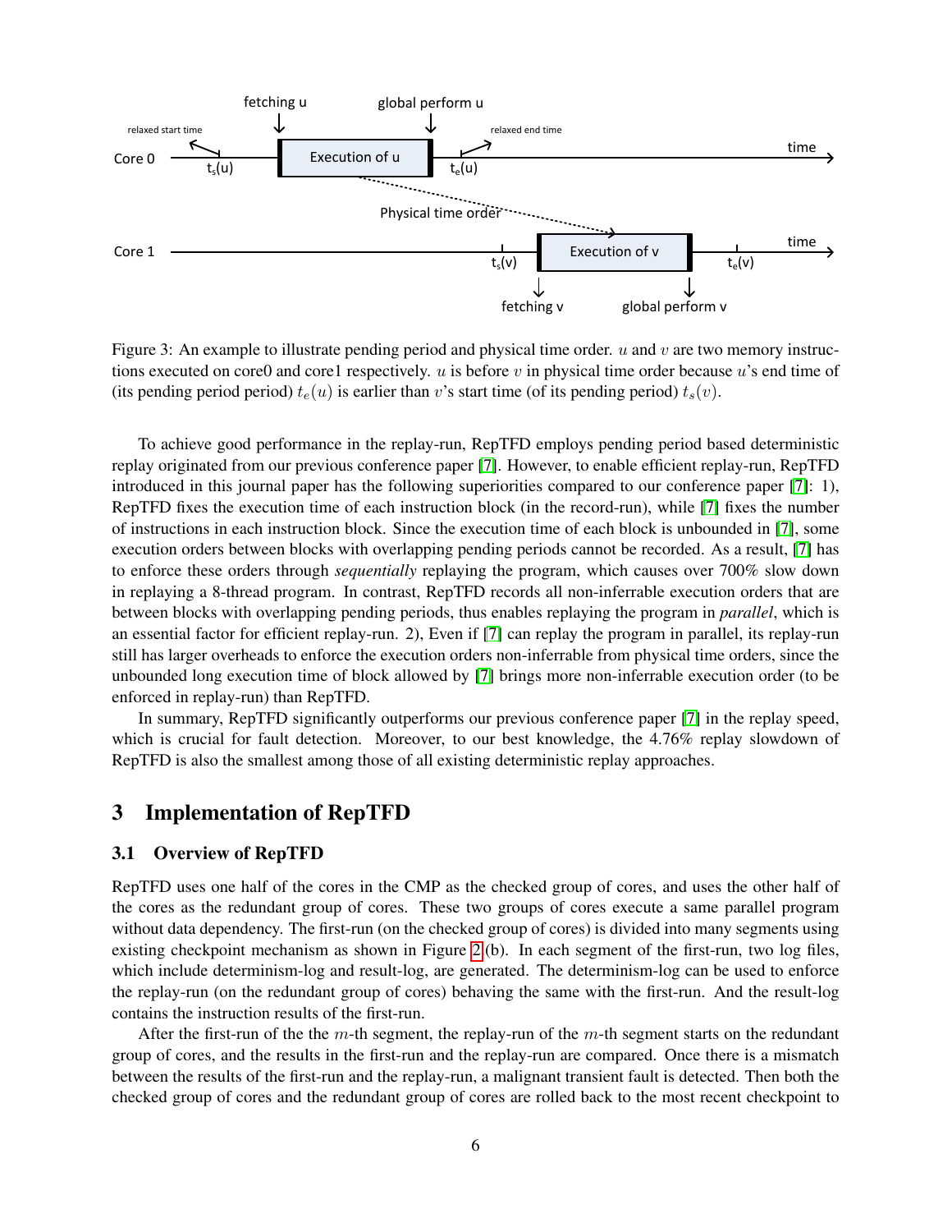Figure 3: An example to illustrate pending period and physical time order. $u$ and $v$ are two memory instructions executed on core0 and core1 respectively. $u$ is before $v$ in physical time order because $u$'s end time of (its pending period period) $t_e(u)$ is earlier than $v$'s start time (of its pending period) $t_s(v)$.

To achieve good performance in the replay-run, RepTFD employs pending period based deterministic replay originated from our previous conference paper [7]. However, to enable efficient replay-run, RepTFD introduced in this journal paper has the following superiorities compared to our conference paper [7]: 1), RepTFD fixes the execution time of each instruction block (in the record-run), while [7] fixes the number of instructions in each instruction block. Since the execution time of each block is unbounded in [7], some execution orders between blocks with overlapping pending periods cannot be recorded. As a result, [7] has to enforce these orders through *sequentially* replaying the program, which causes over 700% slow down in replaying a 8-thread program. In contrast, RepTFD records all non-inferrable execution orders that are between blocks with overlapping pending periods, thus enables replaying the program in *parallel*, which is an essential factor for efficient replay-run. 2), Even if [7] can replay the program in parallel, its replay-run still has larger overheads to enforce the execution orders non-inferrable from physical time orders, since the unbounded long execution time of block allowed by [7] brings more non-inferrable execution order (to be enforced in replay-run) than RepTFD.

In summary, RepTFD significantly outperforms our previous conference paper [7] in the replay speed, which is crucial for fault detection. Moreover, to our best knowledge, the 4.76% replay slowdown of RepTFD is also the smallest among those of all existing deterministic replay approaches.

# 3 Implementation of RepTFD

## 3.1 Overview of RepTFD

RepTFD uses one half of the cores in the CMP as the checked group of cores, and uses the other half of the cores as the redundant group of cores. These two groups of cores execute a same parallel program without data dependency. The first-run (on the checked group of cores) is divided into many segments using existing checkpoint mechanism as shown in Figure 2(b). In each segment of the first-run, two log files, which include determinism-log and result-log, are generated. The determinism-log can be used to enforce the replay-run (on the redundant group of cores) behaving the same with the first-run. And the result-log contains the instruction results of the first-run.

After the first-run of the the $m$-th segment, the replay-run of the $m$-th segment starts on the redundant group of cores, and the results in the first-run and the replay-run are compared. Once there is a mismatch between the results of the first-run and the replay-run, a malignant transient fault is detected. Then both the checked group of cores and the redundant group of cores are rolled back to the most recent checkpoint to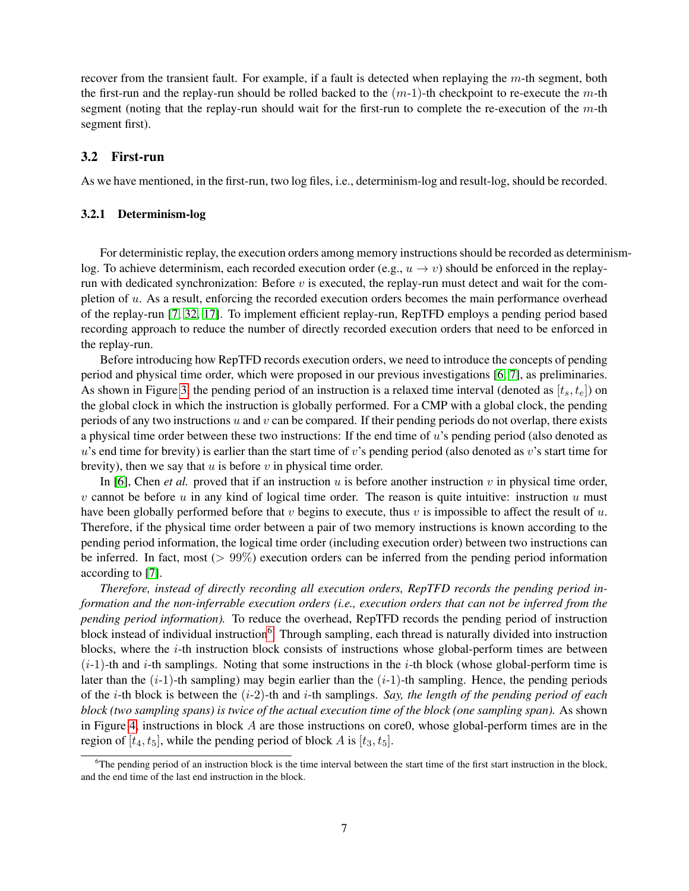recover from the transient fault. For example, if a fault is detected when replaying the $m$-th segment, both the first-run and the replay-run should be rolled backed to the ($m$-1)-th checkpoint to re-execute the $m$-th segment (noting that the replay-run should wait for the first-run to complete the re-execution of the $m$-th segment first).

## 3.2 First-run

As we have mentioned, in the first-run, two log files, i.e., determinism-log and result-log, should be recorded.

### 3.2.1 Determinism-log

For deterministic replay, the execution orders among memory instructions should be recorded as determinism-log. To achieve determinism, each recorded execution order (e.g., $u \rightarrow v$) should be enforced in the replay-run with dedicated synchronization: Before $v$ is executed, the replay-run must detect and wait for the completion of $u$. As a result, enforcing the recorded execution orders becomes the main performance overhead of the replay-run [7, 32, 17]. To implement efficient replay-run, RepTFD employs a pending period based recording approach to reduce the number of directly recorded execution orders that need to be enforced in the replay-run.

Before introducing how RepTFD records execution orders, we need to introduce the concepts of pending period and physical time order, which were proposed in our previous investigations [6, 7], as preliminaries. As shown in Figure 3, the pending period of an instruction is a relaxed time interval (denoted as $[t_s, t_e]$) on the global clock in which the instruction is globally performed. For a CMP with a global clock, the pending periods of any two instructions $u$ and $v$ can be compared. If their pending periods do not overlap, there exists a physical time order between these two instructions: If the end time of $u$'s pending period (also denoted as $u$'s end time for brevity) is earlier than the start time of $v$'s pending period (also denoted as $v$'s start time for brevity), then we say that $u$ is before $v$ in physical time order.

In [6], Chen *et al.* proved that if an instruction $u$ is before another instruction $v$ in physical time order, $v$ cannot be before $u$ in any kind of logical time order. The reason is quite intuitive: instruction $u$ must have been globally performed before that $v$ begins to execute, thus $v$ is impossible to affect the result of $u$. Therefore, if the physical time order between a pair of two memory instructions is known according to the pending period information, the logical time order (including execution order) between two instructions can be inferred. In fact, most ($> 99\%$) execution orders can be inferred from the pending period information according to [7].

*Therefore, instead of directly recording all execution orders, RepTFD records the pending period information and the non-inferrable execution orders (i.e., execution orders that can not be inferred from the pending period information).* To reduce the overhead, RepTFD records the pending period of instruction block instead of individual instruction[6]. Through sampling, each thread is naturally divided into instruction blocks, where the $i$-th instruction block consists of instructions whose global-perform times are between ($i$-1)-th and $i$-th samplings. Noting that some instructions in the $i$-th block (whose global-perform time is later than the ($i$-1)-th sampling) may begin earlier than the ($i$-1)-th sampling. Hence, the pending periods of the $i$-th block is between the ($i$-2)-th and $i$-th samplings. *Say, the length of the pending period of each block (two sampling spans) is twice of the actual execution time of the block (one sampling span).* As shown in Figure 4, instructions in block $A$ are those instructions on core0, whose global-perform times are in the region of $[t_4, t_5]$, while the pending period of block $A$ is $[t_3, t_5]$.

[6] The pending period of an instruction block is the time interval between the start time of the first start instruction in the block, and the end time of the last end instruction in the block.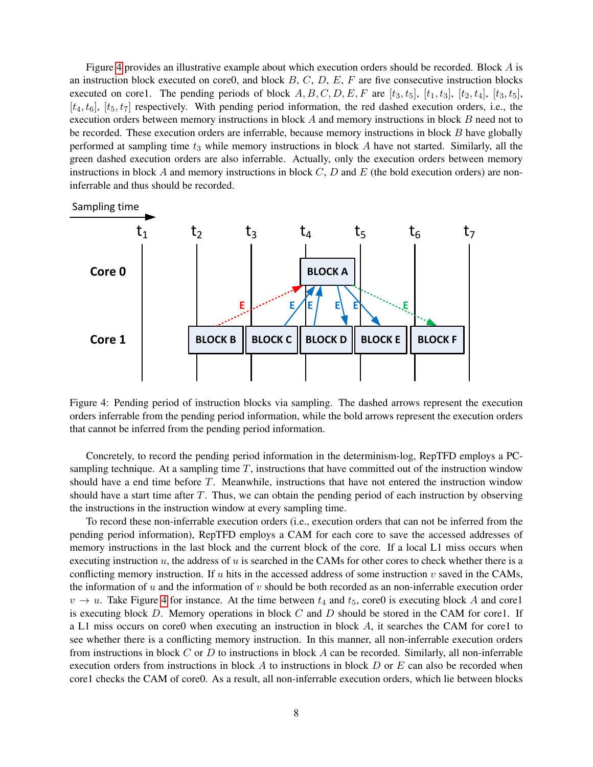Figure 4 provides an illustrative example about which execution orders should be recorded. Block $A$ is an instruction block executed on core0, and block $B$, $C$, $D$, $E$, $F$ are five consecutive instruction blocks executed on core1. The pending periods of block $A, B, C, D, E, F$ are $[t_3, t_5]$, $[t_1, t_3]$, $[t_2, t_4]$, $[t_3, t_5]$, $[t_4, t_6]$, $[t_5, t_7]$ respectively. With pending period information, the red dashed execution orders, i.e., the execution orders between memory instructions in block $A$ and memory instructions in block $B$ need not to be recorded. These execution orders are inferrable, because memory instructions in block $B$ have globally performed at sampling time $t_3$ while memory instructions in block $A$ have not started. Similarly, all the green dashed execution orders are also inferrable. Actually, only the execution orders between memory instructions in block $A$ and memory instructions in block $C$, $D$ and $E$ (the bold execution orders) are non-inferrable and thus should be recorded.

Figure 4: Pending period of instruction blocks via sampling. The dashed arrows represent the execution orders inferrable from the pending period information, while the bold arrows represent the execution orders that cannot be inferred from the pending period information.

Concretely, to record the pending period information in the determinism-log, RepTFD employs a PC-sampling technique. At a sampling time $T$, instructions that have committed out of the instruction window should have a end time before $T$. Meanwhile, instructions that have not entered the instruction window should have a start time after $T$. Thus, we can obtain the pending period of each instruction by observing the instructions in the instruction window at every sampling time.

To record these non-inferrable execution orders (i.e., execution orders that can not be inferred from the pending period information), RepTFD employs a CAM for each core to save the accessed addresses of memory instructions in the last block and the current block of the core. If a local L1 miss occurs when executing instruction $u$, the address of $u$ is searched in the CAMs for other cores to check whether there is a conflicting memory instruction. If $u$ hits in the accessed address of some instruction $v$ saved in the CAMs, the information of $u$ and the information of $v$ should be both recorded as an non-inferrable execution order $v \to u$. Take Figure 4 for instance. At the time between $t_4$ and $t_5$, core0 is executing block $A$ and core1 is executing block $D$. Memory operations in block $C$ and $D$ should be stored in the CAM for core1. If a L1 miss occurs on core0 when executing an instruction in block $A$, it searches the CAM for core1 to see whether there is a conflicting memory instruction. In this manner, all non-inferrable execution orders from instructions in block $C$ or $D$ to instructions in block $A$ can be recorded. Similarly, all non-inferrable execution orders from instructions in block $A$ to instructions in block $D$ or $E$ can also be recorded when core1 checks the CAM of core0. As a result, all non-inferrable execution orders, which lie between blocks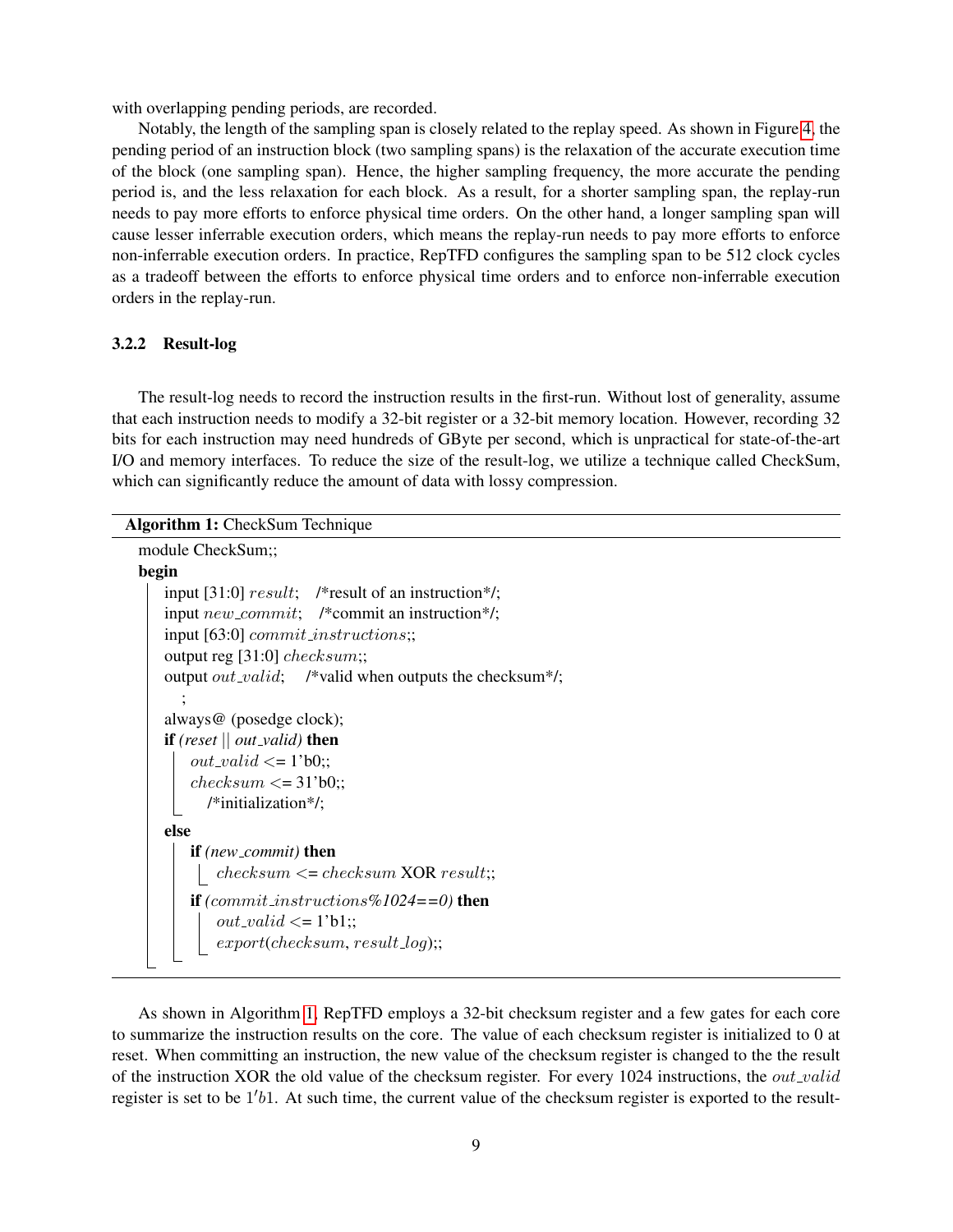with overlapping pending periods, are recorded.

Notably, the length of the sampling span is closely related to the replay speed. As shown in Figure 4, the pending period of an instruction block (two sampling spans) is the relaxation of the accurate execution time of the block (one sampling span). Hence, the higher sampling frequency, the more accurate the pending period is, and the less relaxation for each block. As a result, for a shorter sampling span, the replay-run needs to pay more efforts to enforce physical time orders. On the other hand, a longer sampling span will cause lesser inferrable execution orders, which means the replay-run needs to pay more efforts to enforce non-inferrable execution orders. In practice, RepTFD configures the sampling span to be 512 clock cycles as a tradeoff between the efforts to enforce physical time orders and to enforce non-inferrable execution orders in the replay-run.

### 3.2.2 Result-log

The result-log needs to record the instruction results in the first-run. Without lost of generality, assume that each instruction needs to modify a 32-bit register or a 32-bit memory location. However, recording 32 bits for each instruction may need hundreds of GByte per second, which is unpractical for state-of-the-art I/O and memory interfaces. To reduce the size of the result-log, we utilize a technique called CheckSum, which can significantly reduce the amount of data with lossy compression.

**Algorithm 1:** CheckSum Technique

```
module CheckSum;;
begin
    input [31:0] result;   /*result of an instruction*/;
    input new_commit;   /*commit an instruction*/;
    input [63:0] commit_instructions;;
    output reg [31:0] checksum;;
    output out_valid;   /*valid when outputs the checksum*/;
      ;
    always@ (posedge clock);
    if (reset || out_valid) then
        out_valid <= 1'b0;;
        checksum <= 31'b0;;
          /*initialization*/;
    else
        if (new_commit) then
            checksum <= checksum XOR result;;
        if (commit_instructions%1024==0) then
            out_valid <= 1'b1;;
            export(checksum, result_log);;
```

As shown in Algorithm 1, RepTFD employs a 32-bit checksum register and a few gates for each core to summarize the instruction results on the core. The value of each checksum register is initialized to 0 at reset. When committing an instruction, the new value of the checksum register is changed to the the result of the instruction XOR the old value of the checksum register. For every 1024 instructions, the $out\_valid$ register is set to be $1'b1$. At such time, the current value of the checksum register is exported to the result-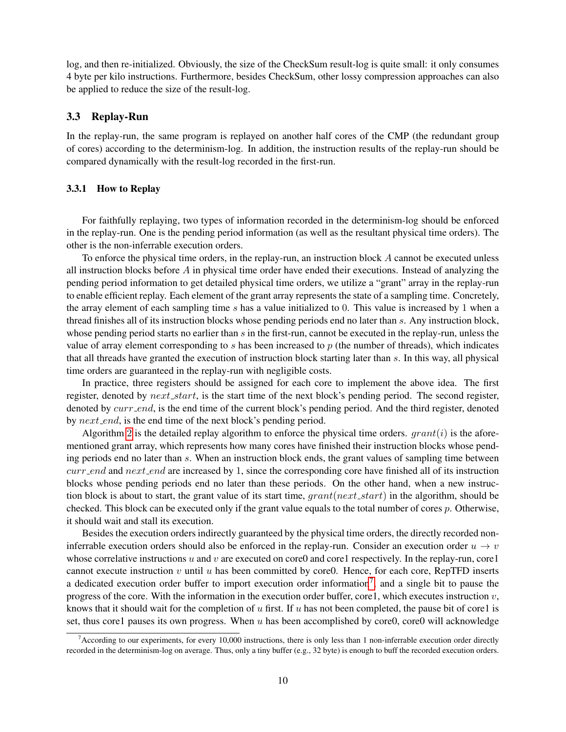log, and then re-initialized. Obviously, the size of the CheckSum result-log is quite small: it only consumes 4 byte per kilo instructions. Furthermore, besides CheckSum, other lossy compression approaches can also be applied to reduce the size of the result-log.

### 3.3 Replay-Run

In the replay-run, the same program is replayed on another half cores of the CMP (the redundant group of cores) according to the determinism-log. In addition, the instruction results of the replay-run should be compared dynamically with the result-log recorded in the first-run.

#### 3.3.1 How to Replay

For faithfully replaying, two types of information recorded in the determinism-log should be enforced in the replay-run. One is the pending period information (as well as the resultant physical time orders). The other is the non-inferrable execution orders.

To enforce the physical time orders, in the replay-run, an instruction block $A$ cannot be executed unless all instruction blocks before $A$ in physical time order have ended their executions. Instead of analyzing the pending period information to get detailed physical time orders, we utilize a "grant" array in the replay-run to enable efficient replay. Each element of the grant array represents the state of a sampling time. Concretely, the array element of each sampling time $s$ has a value initialized to $0$. This value is increased by $1$ when a thread finishes all of its instruction blocks whose pending periods end no later than $s$. Any instruction block, whose pending period starts no earlier than $s$ in the first-run, cannot be executed in the replay-run, unless the value of array element corresponding to $s$ has been increased to $p$ (the number of threads), which indicates that all threads have granted the execution of instruction block starting later than $s$. In this way, all physical time orders are guaranteed in the replay-run with negligible costs.

In practice, three registers should be assigned for each core to implement the above idea. The first register, denoted by $next\_start$, is the start time of the next block's pending period. The second register, denoted by $curr\_end$, is the end time of the current block's pending period. And the third register, denoted by $next\_end$, is the end time of the next block's pending period.

Algorithm 2 is the detailed replay algorithm to enforce the physical time orders. $grant(i)$ is the aforementioned grant array, which represents how many cores have finished their instruction blocks whose pending periods end no later than $s$. When an instruction block ends, the grant values of sampling time between $curr\_end$ and $next\_end$ are increased by 1, since the corresponding core have finished all of its instruction blocks whose pending periods end no later than these periods. On the other hand, when a new instruction block is about to start, the grant value of its start time, $grant(next\_start)$ in the algorithm, should be checked. This block can be executed only if the grant value equals to the total number of cores $p$. Otherwise, it should wait and stall its execution.

Besides the execution orders indirectly guaranteed by the physical time orders, the directly recorded non-inferrable execution orders should also be enforced in the replay-run. Consider an execution order $u \rightarrow v$ whose correlative instructions $u$ and $v$ are executed on core0 and core1 respectively. In the replay-run, core1 cannot execute instruction $v$ until $u$ has been committed by core0. Hence, for each core, RepTFD inserts a dedicated execution order buffer to import execution order information[7], and a single bit to pause the progress of the core. With the information in the execution order buffer, core1, which executes instruction $v$, knows that it should wait for the completion of $u$ first. If $u$ has not been completed, the pause bit of core1 is set, thus core1 pauses its own progress. When $u$ has been accomplished by core0, core0 will acknowledge

[7] According to our experiments, for every 10,000 instructions, there is only less than 1 non-inferrable execution order directly recorded in the determinism-log on average. Thus, only a tiny buffer (e.g., 32 byte) is enough to buff the recorded execution orders.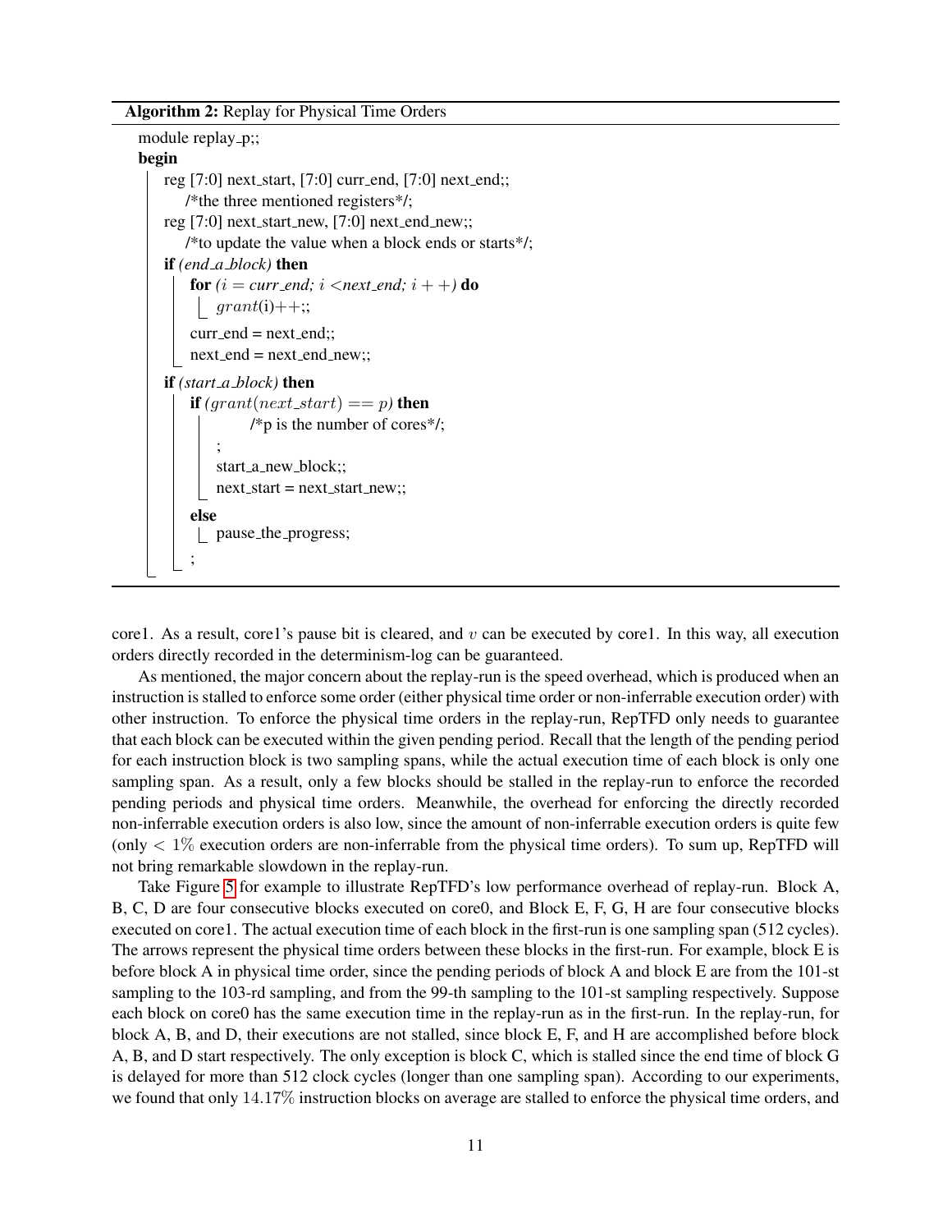**Algorithm 2:** Replay for Physical Time Orders

```
module replay_p;;
begin
    reg [7:0] next_start, [7:0] curr_end, [7:0] next_end;;
        /*the three mentioned registers*/;
    reg [7:0] next_start_new, [7:0] next_end_new;;
        /*to update the value when a block ends or starts*/;
    if (end_a_block) then
        for (i = curr_end; i < next_end; i++) do
            grant(i)++;;
        curr_end = next_end;;
        next_end = next_end_new;;
    if (start_a_block) then
        if (grant(next_start) == p) then
                /*p is the number of cores*/;
            ;
            start_a_new_block;;
            next_start = next_start_new;;
        else
            pause_the_progress;
        ;
```

core1. As a result, core1's pause bit is cleared, and $v$ can be executed by core1. In this way, all execution orders directly recorded in the determinism-log can be guaranteed.

As mentioned, the major concern about the replay-run is the speed overhead, which is produced when an instruction is stalled to enforce some order (either physical time order or non-inferrable execution order) with other instruction. To enforce the physical time orders in the replay-run, RepTFD only needs to guarantee that each block can be executed within the given pending period. Recall that the length of the pending period for each instruction block is two sampling spans, while the actual execution time of each block is only one sampling span. As a result, only a few blocks should be stalled in the replay-run to enforce the recorded pending periods and physical time orders. Meanwhile, the overhead for enforcing the directly recorded non-inferrable execution orders is also low, since the amount of non-inferrable execution orders is quite few (only $< 1\%$ execution orders are non-inferrable from the physical time orders). To sum up, RepTFD will not bring remarkable slowdown in the replay-run.

Take Figure 5 for example to illustrate RepTFD's low performance overhead of replay-run. Block A, B, C, D are four consecutive blocks executed on core0, and Block E, F, G, H are four consecutive blocks executed on core1. The actual execution time of each block in the first-run is one sampling span (512 cycles). The arrows represent the physical time orders between these blocks in the first-run. For example, block E is before block A in physical time order, since the pending periods of block A and block E are from the 101-st sampling to the 103-rd sampling, and from the 99-th sampling to the 101-st sampling respectively. Suppose each block on core0 has the same execution time in the replay-run as in the first-run. In the replay-run, for block A, B, and D, their executions are not stalled, since block E, F, and H are accomplished before block A, B, and D start respectively. The only exception is block C, which is stalled since the end time of block G is delayed for more than 512 clock cycles (longer than one sampling span). According to our experiments, we found that only $14.17\%$ instruction blocks on average are stalled to enforce the physical time orders, and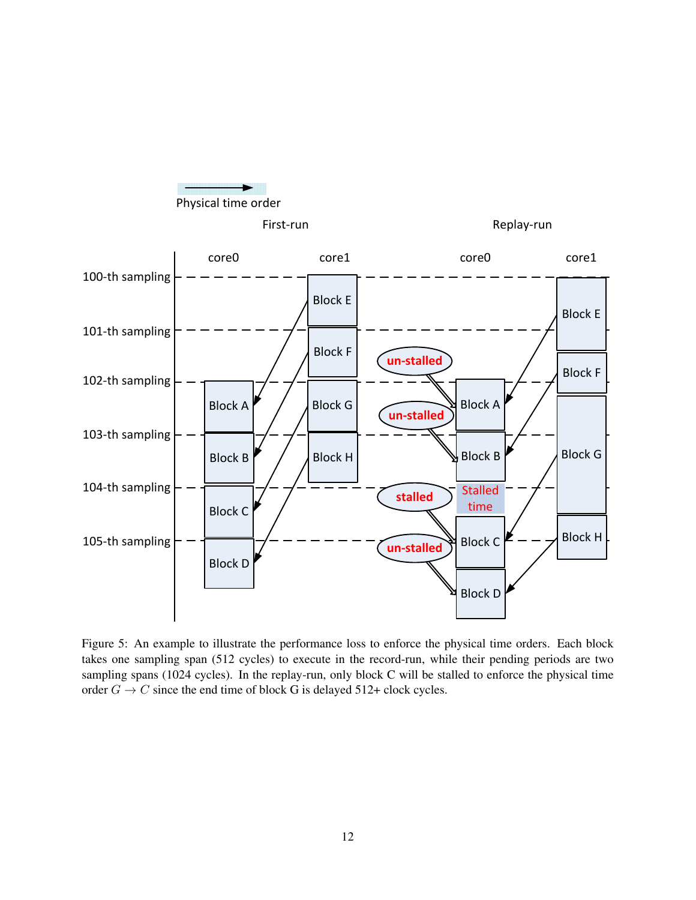Figure 5: An example to illustrate the performance loss to enforce the physical time orders. Each block takes one sampling span (512 cycles) to execute in the record-run, while their pending periods are two sampling spans (1024 cycles). In the replay-run, only block C will be stalled to enforce the physical time order $G \rightarrow C$ since the end time of block G is delayed 512+ clock cycles.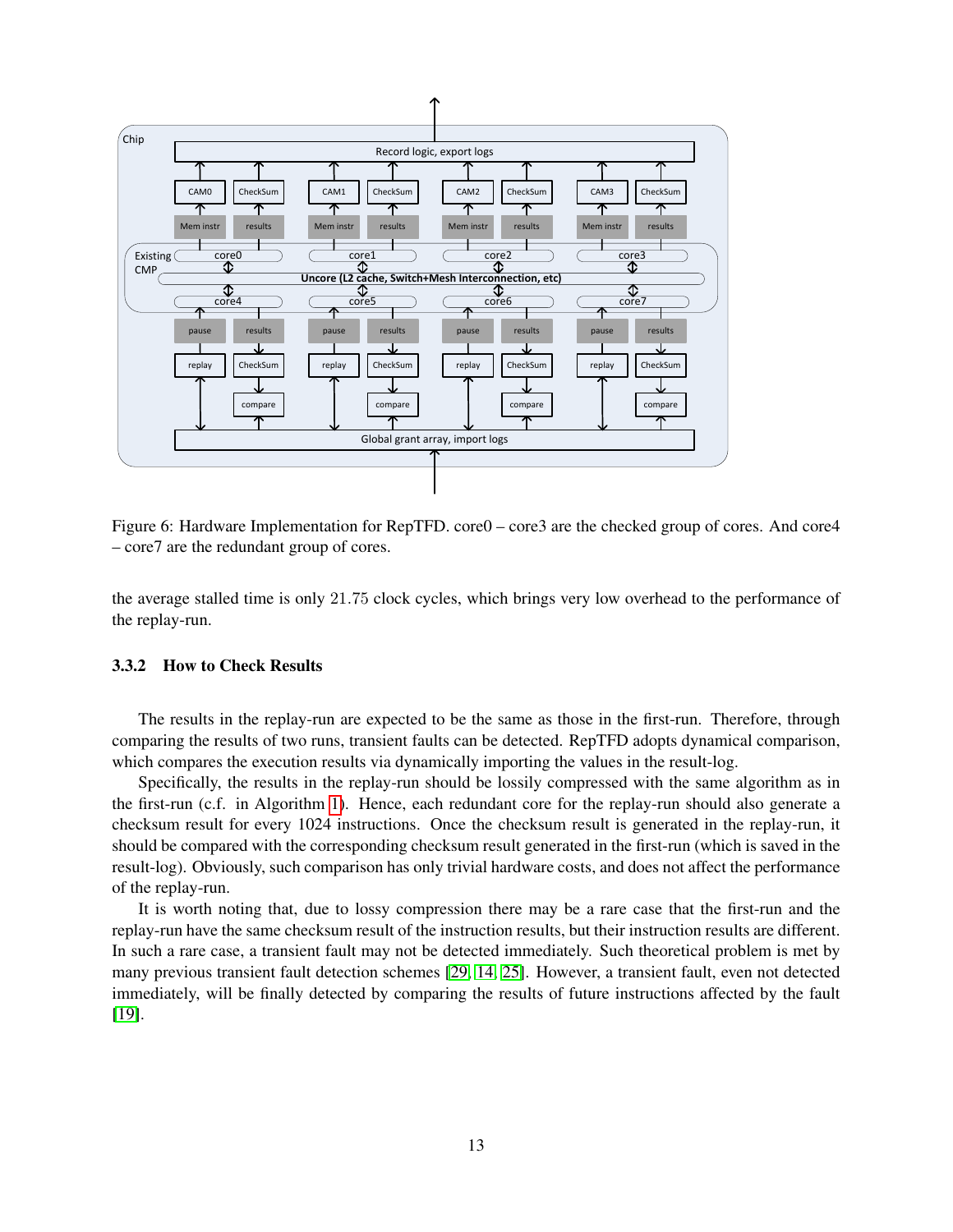Figure 6: Hardware Implementation for RepTFD. core0 – core3 are the checked group of cores. And core4 – core7 are the redundant group of cores.

the average stalled time is only $21.75$ clock cycles, which brings very low overhead to the performance of the replay-run.

### 3.3.2 How to Check Results

The results in the replay-run are expected to be the same as those in the first-run. Therefore, through comparing the results of two runs, transient faults can be detected. RepTFD adopts dynamical comparison, which compares the execution results via dynamically importing the values in the result-log.

Specifically, the results in the replay-run should be lossily compressed with the same algorithm as in the first-run (c.f. in Algorithm 1). Hence, each redundant core for the replay-run should also generate a checksum result for every 1024 instructions. Once the checksum result is generated in the replay-run, it should be compared with the corresponding checksum result generated in the first-run (which is saved in the result-log). Obviously, such comparison has only trivial hardware costs, and does not affect the performance of the replay-run.

It is worth noting that, due to lossy compression there may be a rare case that the first-run and the replay-run have the same checksum result of the instruction results, but their instruction results are different. In such a rare case, a transient fault may not be detected immediately. Such theoretical problem is met by many previous transient fault detection schemes [29, 14, 25]. However, a transient fault, even not detected immediately, will be finally detected by comparing the results of future instructions affected by the fault [19].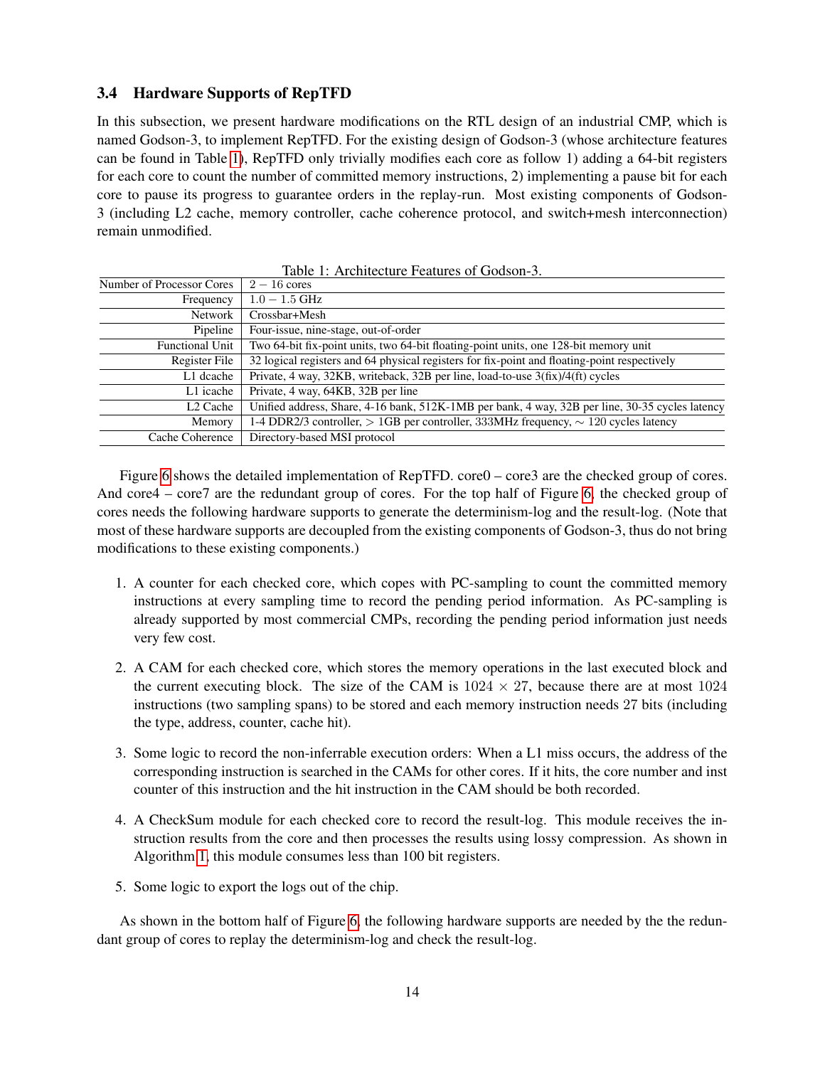### 3.4 Hardware Supports of RepTFD

In this subsection, we present hardware modifications on the RTL design of an industrial CMP, which is named Godson-3, to implement RepTFD. For the existing design of Godson-3 (whose architecture features can be found in Table 1), RepTFD only trivially modifies each core as follow 1) adding a 64-bit registers for each core to count the number of committed memory instructions, 2) implementing a pause bit for each core to pause its progress to guarantee orders in the replay-run. Most existing components of Godson-3 (including L2 cache, memory controller, cache coherence protocol, and switch+mesh interconnection) remain unmodified.

Table 1: Architecture Features of Godson-3.

| | |
|---|---|
| Number of Processor Cores | $2-16$ cores |
| Frequency | $1.0-1.5$ GHz |
| Network | Crossbar+Mesh |
| Pipeline | Four-issue, nine-stage, out-of-order |
| Functional Unit | Two 64-bit fix-point units, two 64-bit floating-point units, one 128-bit memory unit |
| Register File | 32 logical registers and 64 physical registers for fix-point and floating-point respectively |
| L1 dcache | Private, 4 way, 32KB, writeback, 32B per line, load-to-use 3(fix)/4(ft) cycles |
| L1 icache | Private, 4 way, 64KB, 32B per line |
| L2 Cache | Unified address, Share, 4-16 bank, 512K-1MB per bank, 4 way, 32B per line, 30-35 cycles latency |
| Memory | 1-4 DDR2/3 controller, $>$ 1GB per controller, 333MHz frequency, $\sim$ 120 cycles latency |
| Cache Coherence | Directory-based MSI protocol |

Figure 6 shows the detailed implementation of RepTFD. core0 – core3 are the checked group of cores. And core4 – core7 are the redundant group of cores. For the top half of Figure 6, the checked group of cores needs the following hardware supports to generate the determinism-log and the result-log. (Note that most of these hardware supports are decoupled from the existing components of Godson-3, thus do not bring modifications to these existing components.)

1. A counter for each checked core, which copes with PC-sampling to count the committed memory instructions at every sampling time to record the pending period information. As PC-sampling is already supported by most commercial CMPs, recording the pending period information just needs very few cost.
2. A CAM for each checked core, which stores the memory operations in the last executed block and the current executing block. The size of the CAM is $1024 \times 27$, because there are at most 1024 instructions (two sampling spans) to be stored and each memory instruction needs 27 bits (including the type, address, counter, cache hit).
3. Some logic to record the non-inferrable execution orders: When a L1 miss occurs, the address of the corresponding instruction is searched in the CAMs for other cores. If it hits, the core number and inst counter of this instruction and the hit instruction in the CAM should be both recorded.
4. A CheckSum module for each checked core to record the result-log. This module receives the instruction results from the core and then processes the results using lossy compression. As shown in Algorithm 1, this module consumes less than 100 bit registers.
5. Some logic to export the logs out of the chip.

As shown in the bottom half of Figure 6, the following hardware supports are needed by the the redundant group of cores to replay the determinism-log and check the result-log.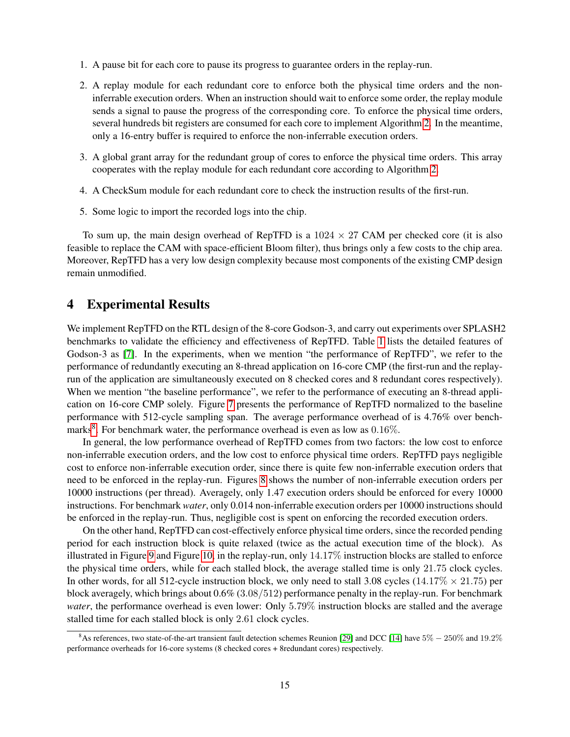1. A pause bit for each core to pause its progress to guarantee orders in the replay-run.

2. A replay module for each redundant core to enforce both the physical time orders and the non-inferrable execution orders. When an instruction should wait to enforce some order, the replay module sends a signal to pause the progress of the corresponding core. To enforce the physical time orders, several hundreds bit registers are consumed for each core to implement Algorithm 2. In the meantime, only a 16-entry buffer is required to enforce the non-inferrable execution orders.

3. A global grant array for the redundant group of cores to enforce the physical time orders. This array cooperates with the replay module for each redundant core according to Algorithm 2.

4. A CheckSum module for each redundant core to check the instruction results of the first-run.

5. Some logic to import the recorded logs into the chip.

To sum up, the main design overhead of RepTFD is a $1024 \times 27$ CAM per checked core (it is also feasible to replace the CAM with space-efficient Bloom filter), thus brings only a few costs to the chip area. Moreover, RepTFD has a very low design complexity because most components of the existing CMP design remain unmodified.

# 4 Experimental Results

We implement RepTFD on the RTL design of the 8-core Godson-3, and carry out experiments over SPLASH2 benchmarks to validate the efficiency and effectiveness of RepTFD. Table 1 lists the detailed features of Godson-3 as [7]. In the experiments, when we mention "the performance of RepTFD", we refer to the performance of redundantly executing an 8-thread application on 16-core CMP (the first-run and the replay-run of the application are simultaneously executed on 8 checked cores and 8 redundant cores respectively). When we mention "the baseline performance", we refer to the performance of executing an 8-thread application on 16-core CMP solely. Figure 7 presents the performance of RepTFD normalized to the baseline performance with 512-cycle sampling span. The average performance overhead of is 4.76% over benchmarks[8]. For benchmark water, the performance overhead is even as low as $0.16\%$.

In general, the low performance overhead of RepTFD comes from two factors: the low cost to enforce non-inferrable execution orders, and the low cost to enforce physical time orders. RepTFD pays negligible cost to enforce non-inferrable execution order, since there is quite few non-inferrable execution orders that need to be enforced in the replay-run. Figures 8 shows the number of non-inferrable execution orders per 10000 instructions (per thread). Averagely, only 1.47 execution orders should be enforced for every 10000 instructions. For benchmark *water*, only 0.014 non-inferrable execution orders per 10000 instructions should be enforced in the replay-run. Thus, negligible cost is spent on enforcing the recorded execution orders.

On the other hand, RepTFD can cost-effectively enforce physical time orders, since the recorded pending period for each instruction block is quite relaxed (twice as the actual execution time of the block). As illustrated in Figure 9 and Figure 10, in the replay-run, only $14.17\%$ instruction blocks are stalled to enforce the physical time orders, while for each stalled block, the average stalled time is only $21.75$ clock cycles. In other words, for all 512-cycle instruction block, we only need to stall 3.08 cycles ($14.17\% \times 21.75$) per block averagely, which brings about 0.6% ($3.08/512$) performance penalty in the replay-run. For benchmark *water*, the performance overhead is even lower: Only $5.79\%$ instruction blocks are stalled and the average stalled time for each stalled block is only $2.61$ clock cycles.

[8] As references, two state-of-the-art transient fault detection schemes Reunion [29] and DCC [14] have $5\% - 250\%$ and $19.2\%$ performance overheads for 16-core systems (8 checked cores + 8redundant cores) respectively.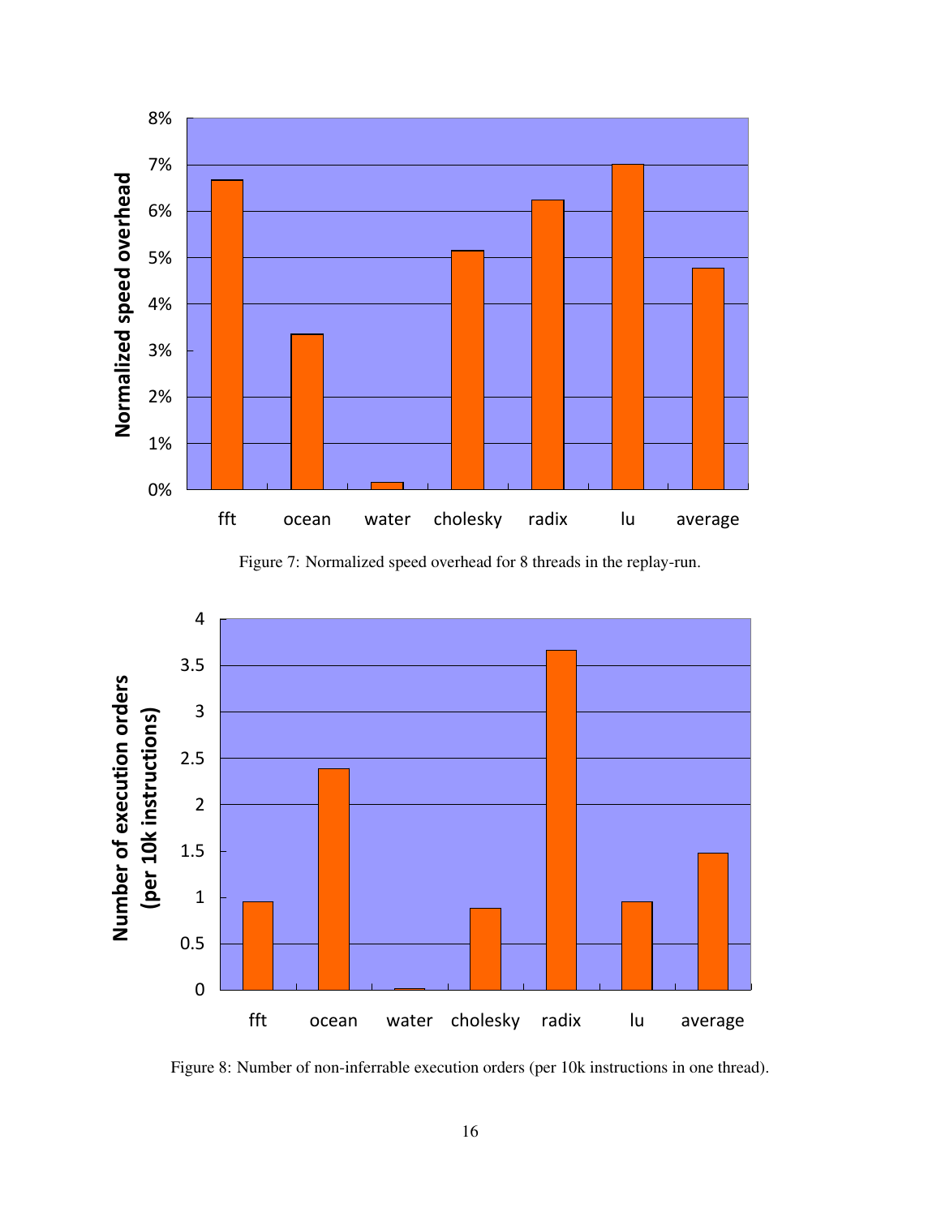Figure 7: Normalized speed overhead for 8 threads in the replay-run.

Figure 8: Number of non-inferrable execution orders (per 10k instructions in one thread).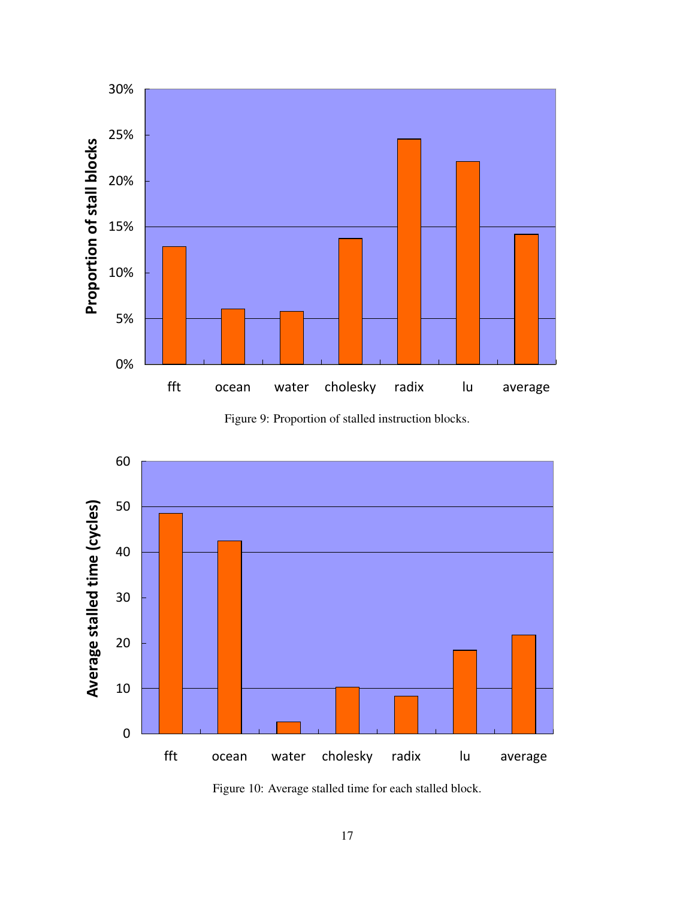Figure 9: Proportion of stalled instruction blocks.

Figure 10: Average stalled time for each stalled block.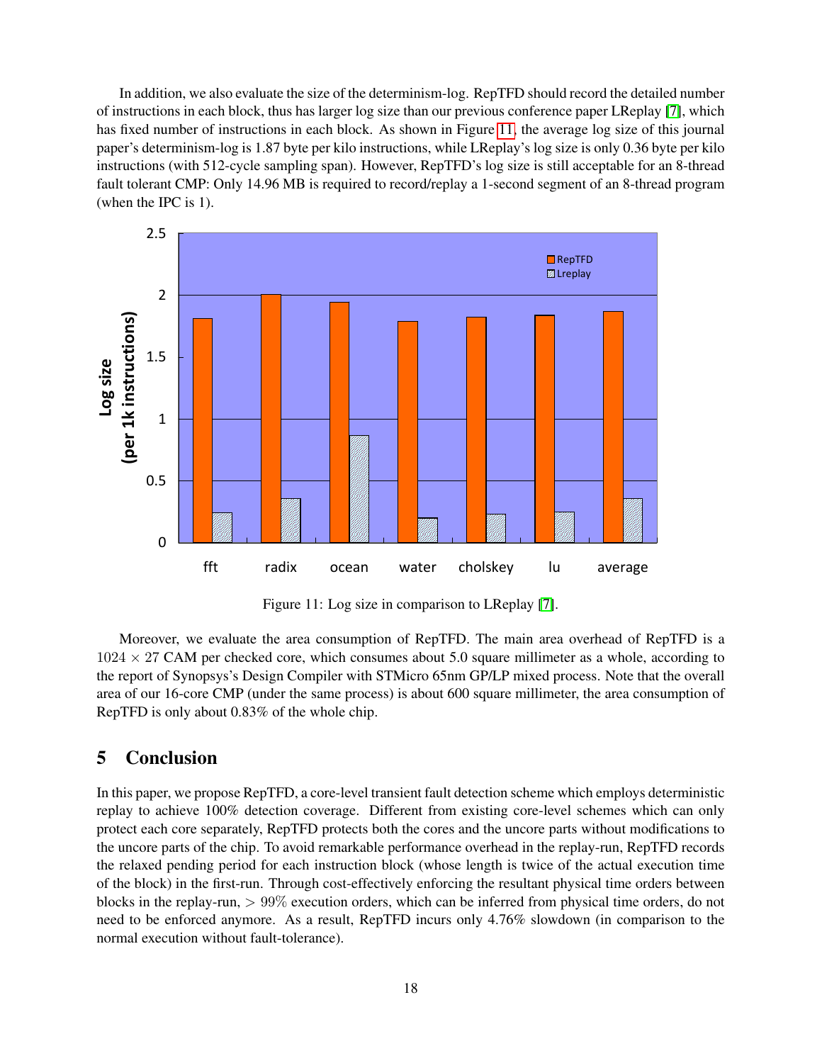In addition, we also evaluate the size of the determinism-log. RepTFD should record the detailed number of instructions in each block, thus has larger log size than our previous conference paper LReplay [7], which has fixed number of instructions in each block. As shown in Figure 11, the average log size of this journal paper's determinism-log is 1.87 byte per kilo instructions, while LReplay's log size is only 0.36 byte per kilo instructions (with 512-cycle sampling span). However, RepTFD's log size is still acceptable for an 8-thread fault tolerant CMP: Only 14.96 MB is required to record/replay a 1-second segment of an 8-thread program (when the IPC is 1).

Figure 11: Log size in comparison to LReplay [7].

Moreover, we evaluate the area consumption of RepTFD. The main area overhead of RepTFD is a $1024 \times 27$ CAM per checked core, which consumes about 5.0 square millimeter as a whole, according to the report of Synopsys's Design Compiler with STMicro 65nm GP/LP mixed process. Note that the overall area of our 16-core CMP (under the same process) is about 600 square millimeter, the area consumption of RepTFD is only about 0.83% of the whole chip.

# 5 Conclusion

In this paper, we propose RepTFD, a core-level transient fault detection scheme which employs deterministic replay to achieve 100% detection coverage. Different from existing core-level schemes which can only protect each core separately, RepTFD protects both the cores and the uncore parts without modifications to the uncore parts of the chip. To avoid remarkable performance overhead in the replay-run, RepTFD records the relaxed pending period for each instruction block (whose length is twice of the actual execution time of the block) in the first-run. Through cost-effectively enforcing the resultant physical time orders between blocks in the replay-run, $> 99\%$ execution orders, which can be inferred from physical time orders, do not need to be enforced anymore. As a result, RepTFD incurs only 4.76% slowdown (in comparison to the normal execution without fault-tolerance).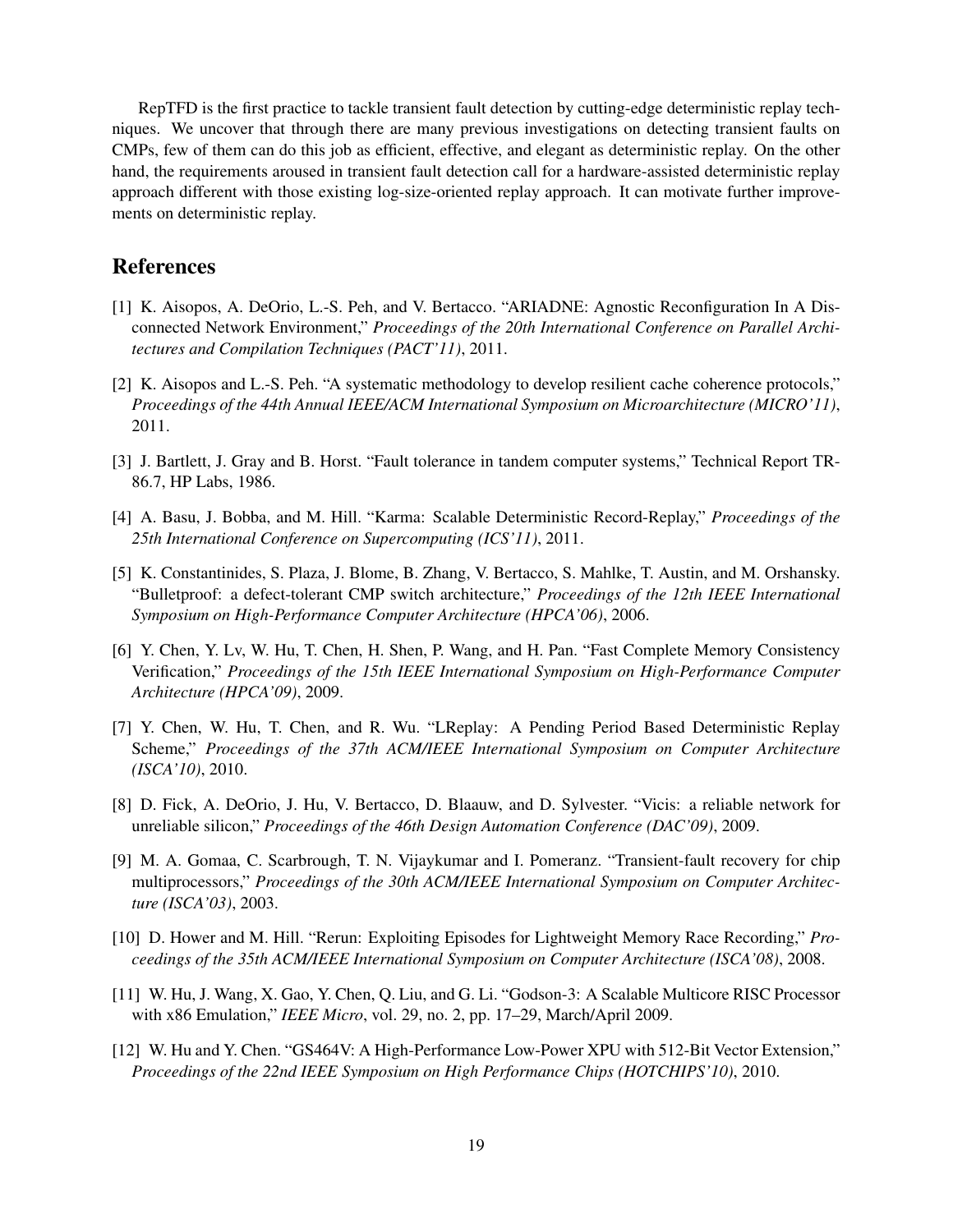RepTFD is the first practice to tackle transient fault detection by cutting-edge deterministic replay techniques. We uncover that through there are many previous investigations on detecting transient faults on CMPs, few of them can do this job as efficient, effective, and elegant as deterministic replay. On the other hand, the requirements aroused in transient fault detection call for a hardware-assisted deterministic replay approach different with those existing log-size-oriented replay approach. It can motivate further improvements on deterministic replay.

## References

[1] K. Aisopos, A. DeOrio, L.-S. Peh, and V. Bertacco. "ARIADNE: Agnostic Reconfiguration In A Disconnected Network Environment," *Proceedings of the 20th International Conference on Parallel Architectures and Compilation Techniques (PACT'11)*, 2011.

[2] K. Aisopos and L.-S. Peh. "A systematic methodology to develop resilient cache coherence protocols," *Proceedings of the 44th Annual IEEE/ACM International Symposium on Microarchitecture (MICRO'11)*, 2011.

[3] J. Bartlett, J. Gray and B. Horst. "Fault tolerance in tandem computer systems," Technical Report TR-86.7, HP Labs, 1986.

[4] A. Basu, J. Bobba, and M. Hill. "Karma: Scalable Deterministic Record-Replay," *Proceedings of the 25th International Conference on Supercomputing (ICS'11)*, 2011.

[5] K. Constantinides, S. Plaza, J. Blome, B. Zhang, V. Bertacco, S. Mahlke, T. Austin, and M. Orshansky. "Bulletproof: a defect-tolerant CMP switch architecture," *Proceedings of the 12th IEEE International Symposium on High-Performance Computer Architecture (HPCA'06)*, 2006.

[6] Y. Chen, Y. Lv, W. Hu, T. Chen, H. Shen, P. Wang, and H. Pan. "Fast Complete Memory Consistency Verification," *Proceedings of the 15th IEEE International Symposium on High-Performance Computer Architecture (HPCA'09)*, 2009.

[7] Y. Chen, W. Hu, T. Chen, and R. Wu. "LReplay: A Pending Period Based Deterministic Replay Scheme," *Proceedings of the 37th ACM/IEEE International Symposium on Computer Architecture (ISCA'10)*, 2010.

[8] D. Fick, A. DeOrio, J. Hu, V. Bertacco, D. Blaauw, and D. Sylvester. "Vicis: a reliable network for unreliable silicon," *Proceedings of the 46th Design Automation Conference (DAC'09)*, 2009.

[9] M. A. Gomaa, C. Scarbrough, T. N. Vijaykumar and I. Pomeranz. "Transient-fault recovery for chip multiprocessors," *Proceedings of the 30th ACM/IEEE International Symposium on Computer Architecture (ISCA'03)*, 2003.

[10] D. Hower and M. Hill. "Rerun: Exploiting Episodes for Lightweight Memory Race Recording," *Proceedings of the 35th ACM/IEEE International Symposium on Computer Architecture (ISCA'08)*, 2008.

[11] W. Hu, J. Wang, X. Gao, Y. Chen, Q. Liu, and G. Li. "Godson-3: A Scalable Multicore RISC Processor with x86 Emulation," *IEEE Micro*, vol. 29, no. 2, pp. 17–29, March/April 2009.

[12] W. Hu and Y. Chen. "GS464V: A High-Performance Low-Power XPU with 512-Bit Vector Extension," *Proceedings of the 22nd IEEE Symposium on High Performance Chips (HOTCHIPS'10)*, 2010.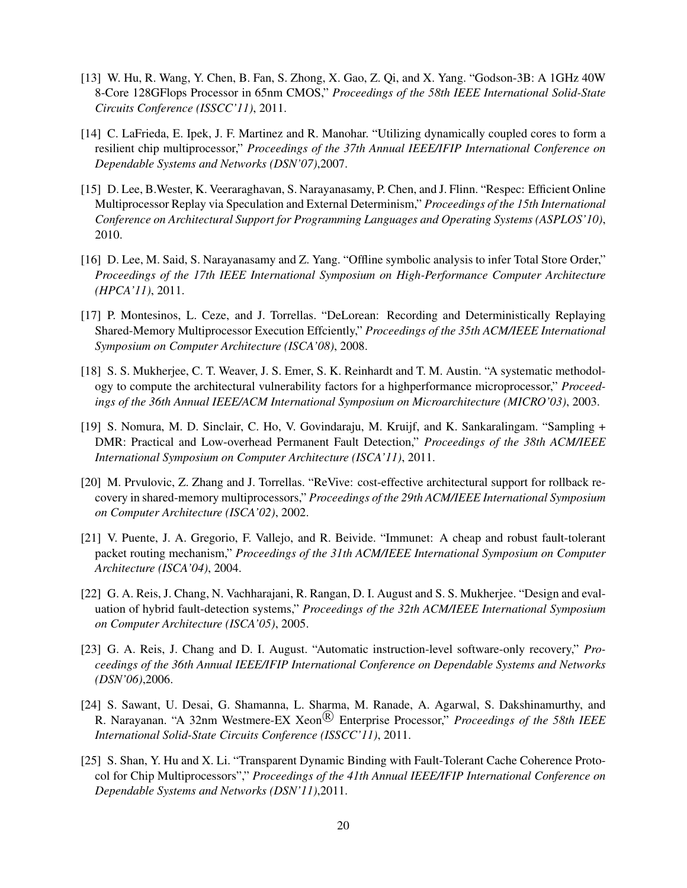[13] W. Hu, R. Wang, Y. Chen, B. Fan, S. Zhong, X. Gao, Z. Qi, and X. Yang. "Godson-3B: A 1GHz 40W 8-Core 128GFlops Processor in 65nm CMOS," *Proceedings of the 58th IEEE International Solid-State Circuits Conference (ISSCC'11)*, 2011.

[14] C. LaFrieda, E. Ipek, J. F. Martinez and R. Manohar. "Utilizing dynamically coupled cores to form a resilient chip multiprocessor," *Proceedings of the 37th Annual IEEE/IFIP International Conference on Dependable Systems and Networks (DSN'07)*,2007.

[15] D. Lee, B.Wester, K. Veeraraghavan, S. Narayanasamy, P. Chen, and J. Flinn. "Respec: Efficient Online Multiprocessor Replay via Speculation and External Determinism," *Proceedings of the 15th International Conference on Architectural Support for Programming Languages and Operating Systems (ASPLOS'10)*, 2010.

[16] D. Lee, M. Said, S. Narayanasamy and Z. Yang. "Offline symbolic analysis to infer Total Store Order," *Proceedings of the 17th IEEE International Symposium on High-Performance Computer Architecture (HPCA'11)*, 2011.

[17] P. Montesinos, L. Ceze, and J. Torrellas. "DeLorean: Recording and Deterministically Replaying Shared-Memory Multiprocessor Execution Effciently," *Proceedings of the 35th ACM/IEEE International Symposium on Computer Architecture (ISCA'08)*, 2008.

[18] S. S. Mukherjee, C. T. Weaver, J. S. Emer, S. K. Reinhardt and T. M. Austin. "A systematic methodology to compute the architectural vulnerability factors for a highperformance microprocessor," *Proceedings of the 36th Annual IEEE/ACM International Symposium on Microarchitecture (MICRO'03)*, 2003.

[19] S. Nomura, M. D. Sinclair, C. Ho, V. Govindaraju, M. Kruijf, and K. Sankaralingam. "Sampling + DMR: Practical and Low-overhead Permanent Fault Detection," *Proceedings of the 38th ACM/IEEE International Symposium on Computer Architecture (ISCA'11)*, 2011.

[20] M. Prvulovic, Z. Zhang and J. Torrellas. "ReVive: cost-effective architectural support for rollback recovery in shared-memory multiprocessors," *Proceedings of the 29th ACM/IEEE International Symposium on Computer Architecture (ISCA'02)*, 2002.

[21] V. Puente, J. A. Gregorio, F. Vallejo, and R. Beivide. "Immunet: A cheap and robust fault-tolerant packet routing mechanism," *Proceedings of the 31th ACM/IEEE International Symposium on Computer Architecture (ISCA'04)*, 2004.

[22] G. A. Reis, J. Chang, N. Vachharajani, R. Rangan, D. I. August and S. S. Mukherjee. "Design and evaluation of hybrid fault-detection systems," *Proceedings of the 32th ACM/IEEE International Symposium on Computer Architecture (ISCA'05)*, 2005.

[23] G. A. Reis, J. Chang and D. I. August. "Automatic instruction-level software-only recovery," *Proceedings of the 36th Annual IEEE/IFIP International Conference on Dependable Systems and Networks (DSN'06)*,2006.

[24] S. Sawant, U. Desai, G. Shamanna, L. Sharma, M. Ranade, A. Agarwal, S. Dakshinamurthy, and R. Narayanan. "A 32nm Westmere-EX Xeon® Enterprise Processor," *Proceedings of the 58th IEEE International Solid-State Circuits Conference (ISSCC'11)*, 2011.

[25] S. Shan, Y. Hu and X. Li. "Transparent Dynamic Binding with Fault-Tolerant Cache Coherence Protocol for Chip Multiprocessors"," *Proceedings of the 41th Annual IEEE/IFIP International Conference on Dependable Systems and Networks (DSN'11)*,2011.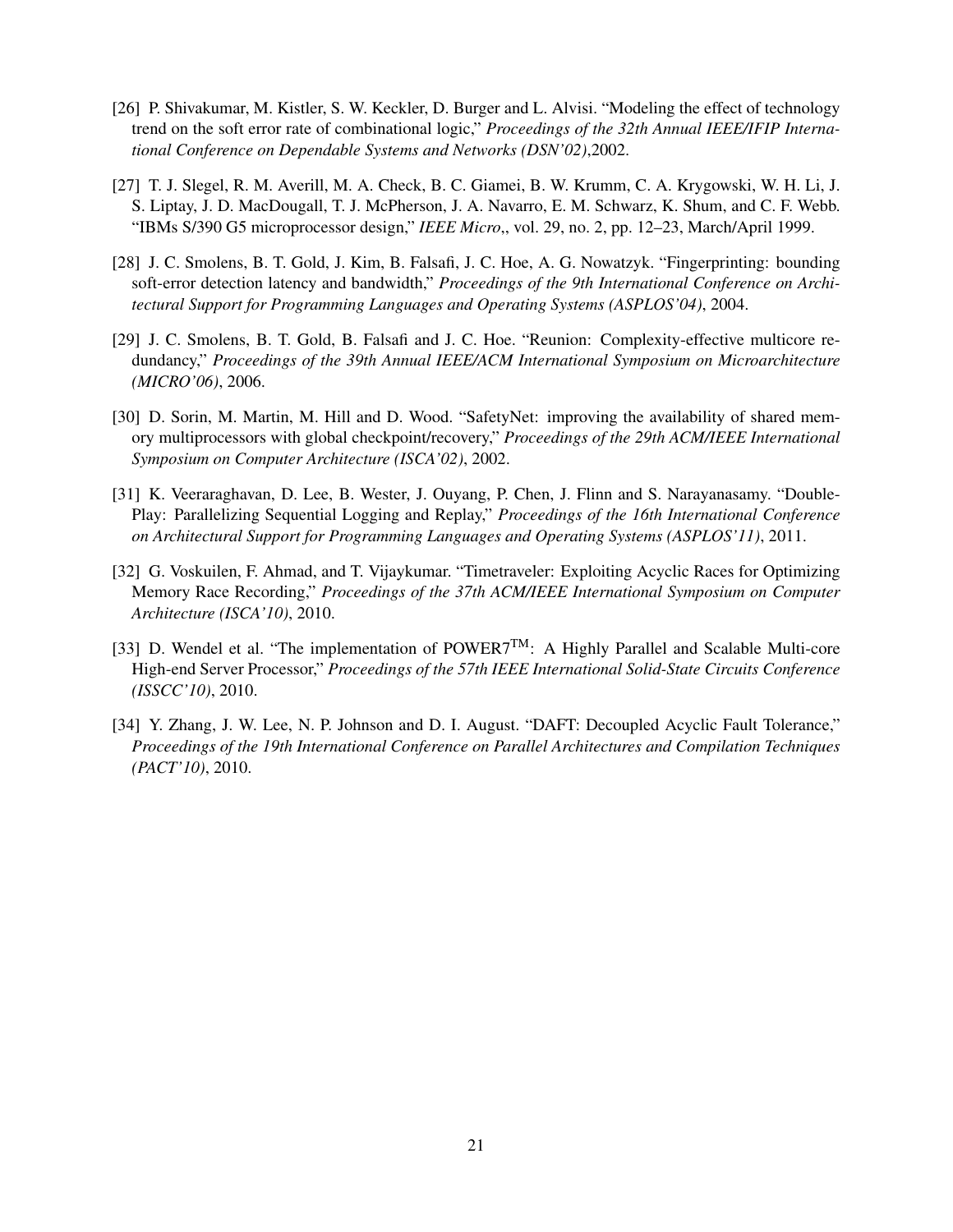[26] P. Shivakumar, M. Kistler, S. W. Keckler, D. Burger and L. Alvisi. "Modeling the effect of technology trend on the soft error rate of combinational logic," *Proceedings of the 32th Annual IEEE/IFIP International Conference on Dependable Systems and Networks (DSN'02)*,2002.

[27] T. J. Slegel, R. M. Averill, M. A. Check, B. C. Giamei, B. W. Krumm, C. A. Krygowski, W. H. Li, J. S. Liptay, J. D. MacDougall, T. J. McPherson, J. A. Navarro, E. M. Schwarz, K. Shum, and C. F. Webb. "IBMs S/390 G5 microprocessor design," *IEEE Micro*,, vol. 29, no. 2, pp. 12–23, March/April 1999.

[28] J. C. Smolens, B. T. Gold, J. Kim, B. Falsafi, J. C. Hoe, A. G. Nowatzyk. "Fingerprinting: bounding soft-error detection latency and bandwidth," *Proceedings of the 9th International Conference on Architectural Support for Programming Languages and Operating Systems (ASPLOS'04)*, 2004.

[29] J. C. Smolens, B. T. Gold, B. Falsafi and J. C. Hoe. "Reunion: Complexity-effective multicore redundancy," *Proceedings of the 39th Annual IEEE/ACM International Symposium on Microarchitecture (MICRO'06)*, 2006.

[30] D. Sorin, M. Martin, M. Hill and D. Wood. "SafetyNet: improving the availability of shared memory multiprocessors with global checkpoint/recovery," *Proceedings of the 29th ACM/IEEE International Symposium on Computer Architecture (ISCA'02)*, 2002.

[31] K. Veeraraghavan, D. Lee, B. Wester, J. Ouyang, P. Chen, J. Flinn and S. Narayanasamy. "DoublePlay: Parallelizing Sequential Logging and Replay," *Proceedings of the 16th International Conference on Architectural Support for Programming Languages and Operating Systems (ASPLOS'11)*, 2011.

[32] G. Voskuilen, F. Ahmad, and T. Vijaykumar. "Timetraveler: Exploiting Acyclic Races for Optimizing Memory Race Recording," *Proceedings of the 37th ACM/IEEE International Symposium on Computer Architecture (ISCA'10)*, 2010.

[33] D. Wendel et al. "The implementation of POWER7$^{TM}$: A Highly Parallel and Scalable Multi-core High-end Server Processor," *Proceedings of the 57th IEEE International Solid-State Circuits Conference (ISSCC'10)*, 2010.

[34] Y. Zhang, J. W. Lee, N. P. Johnson and D. I. August. "DAFT: Decoupled Acyclic Fault Tolerance," *Proceedings of the 19th International Conference on Parallel Architectures and Compilation Techniques (PACT'10)*, 2010.